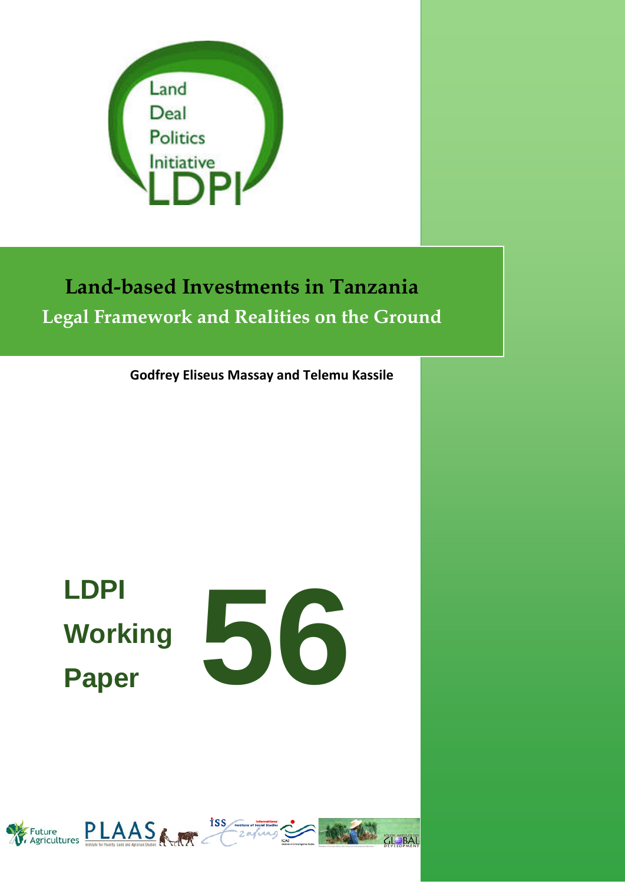Land Deal Politics Initiative

LDPI

# Land-based Investments in Tanzania

## Legal Framework and Realities on the Ground

**Godfrey Eliseus Massay and Telemu Kassile**

**LDPI Working Paper 56**

Future Agricultures

PLAAS Institute for Poverty, Land and Agrarian Studies

iss International Institute of Social Studies

ICAS Initiatives in Critical Agrarian Studies

Polson Institute for Global Development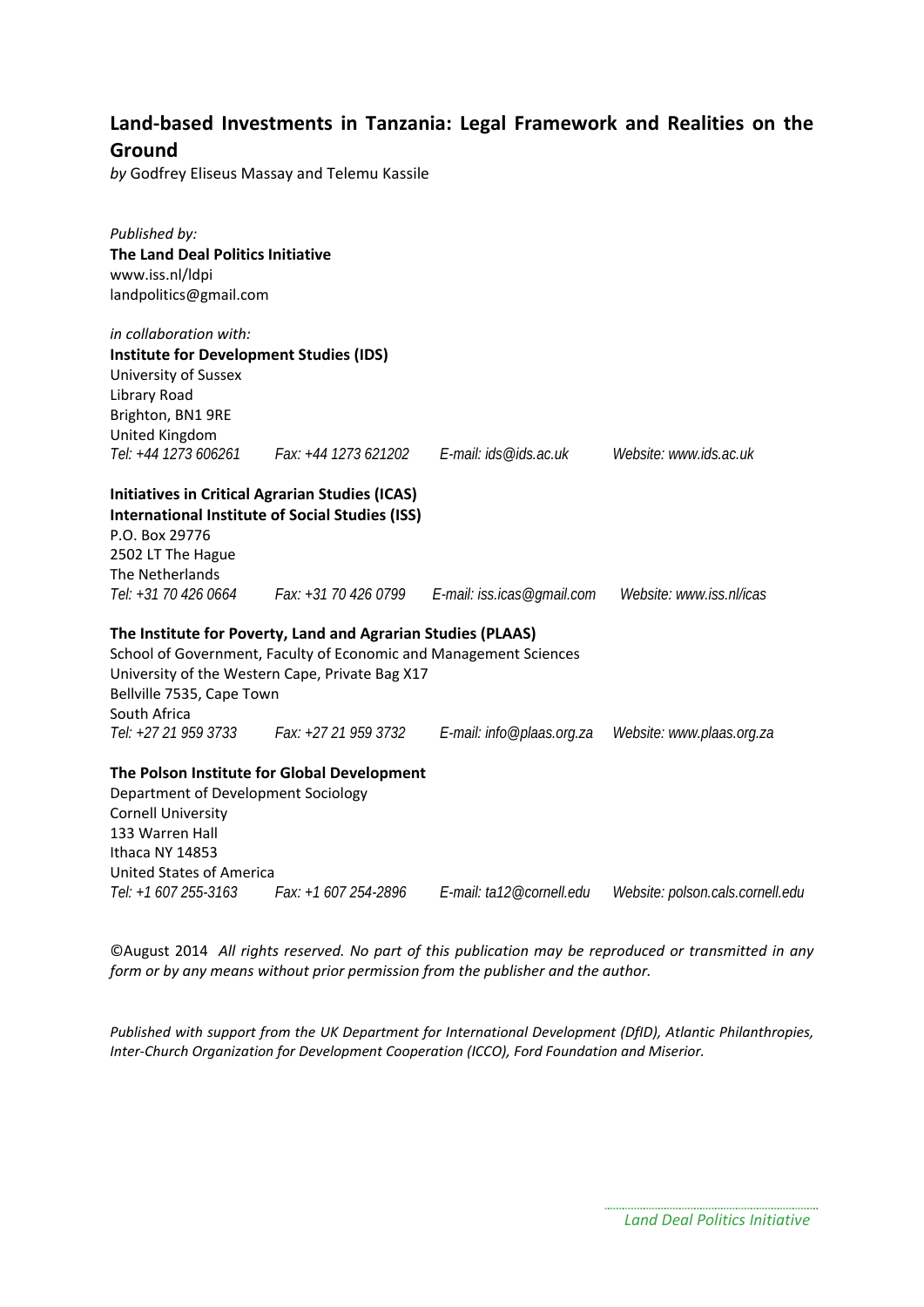## Land-based Investments in Tanzania: Legal Framework and Realities on the Ground

*by* Godfrey Eliseus Massay and Telemu Kassile

*Published by:*
**The Land Deal Politics Initiative**
www.iss.nl/ldpi
landpolitics@gmail.com

*in collaboration with:*
**Institute for Development Studies (IDS)**
University of Sussex
Library Road
Brighton, BN1 9RE
United Kingdom
*Tel: +44 1273 606261 Fax: +44 1273 621202 E-mail: ids@ids.ac.uk Website: www.ids.ac.uk*

**Initiatives in Critical Agrarian Studies (ICAS)**
**International Institute of Social Studies (ISS)**
P.O. Box 29776
2502 LT The Hague
The Netherlands
*Tel: +31 70 426 0664 Fax: +31 70 426 0799 E-mail: iss.icas@gmail.com Website: www.iss.nl/icas*

**The Institute for Poverty, Land and Agrarian Studies (PLAAS)**
School of Government, Faculty of Economic and Management Sciences
University of the Western Cape, Private Bag X17
Bellville 7535, Cape Town
South Africa
*Tel: +27 21 959 3733 Fax: +27 21 959 3732 E-mail: info@plaas.org.za Website: www.plaas.org.za*

**The Polson Institute for Global Development**
Department of Development Sociology
Cornell University
133 Warren Hall
Ithaca NY 14853
United States of America
*Tel: +1 607 255-3163 Fax: +1 607 254-2896 E-mail: ta12@cornell.edu Website: polson.cals.cornell.edu*

©August 2014 *All rights reserved. No part of this publication may be reproduced or transmitted in any form or by any means without prior permission from the publisher and the author.*

*Published with support from the UK Department for International Development (DfID), Atlantic Philanthropies, Inter-Church Organization for Development Cooperation (ICCO), Ford Foundation and Miserior.*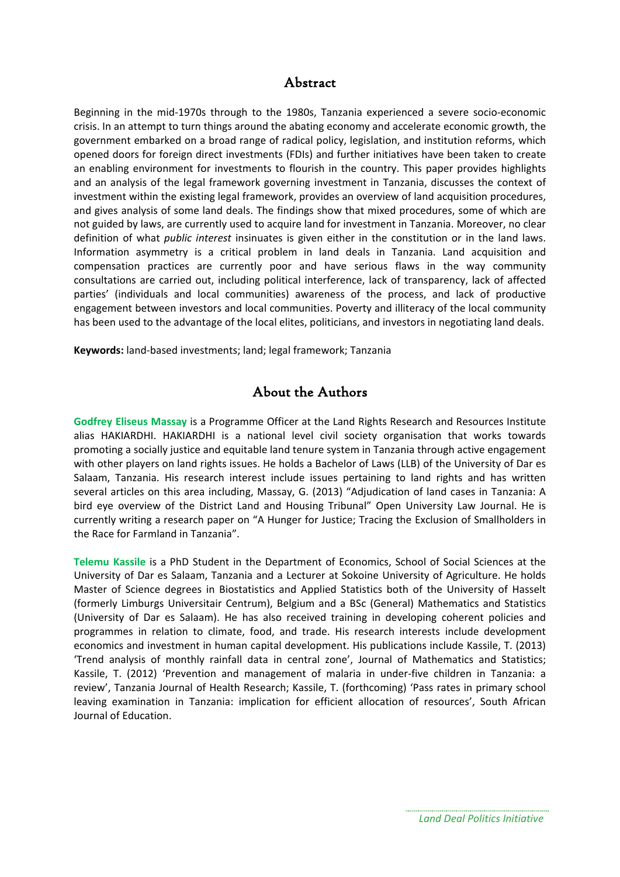## Abstract

Beginning in the mid-1970s through to the 1980s, Tanzania experienced a severe socio-economic crisis. In an attempt to turn things around the abating economy and accelerate economic growth, the government embarked on a broad range of radical policy, legislation, and institution reforms, which opened doors for foreign direct investments (FDIs) and further initiatives have been taken to create an enabling environment for investments to flourish in the country. This paper provides highlights and an analysis of the legal framework governing investment in Tanzania, discusses the context of investment within the existing legal framework, provides an overview of land acquisition procedures, and gives analysis of some land deals. The findings show that mixed procedures, some of which are not guided by laws, are currently used to acquire land for investment in Tanzania. Moreover, no clear definition of what *public interest* insinuates is given either in the constitution or in the land laws. Information asymmetry is a critical problem in land deals in Tanzania. Land acquisition and compensation practices are currently poor and have serious flaws in the way community consultations are carried out, including political interference, lack of transparency, lack of affected parties' (individuals and local communities) awareness of the process, and lack of productive engagement between investors and local communities. Poverty and illiteracy of the local community has been used to the advantage of the local elites, politicians, and investors in negotiating land deals.

**Keywords:** land-based investments; land; legal framework; Tanzania

## About the Authors

**Godfrey Eliseus Massay** is a Programme Officer at the Land Rights Research and Resources Institute alias HAKIARDHI. HAKIARDHI is a national level civil society organisation that works towards promoting a socially justice and equitable land tenure system in Tanzania through active engagement with other players on land rights issues. He holds a Bachelor of Laws (LLB) of the University of Dar es Salaam, Tanzania. His research interest include issues pertaining to land rights and has written several articles on this area including, Massay, G. (2013) "Adjudication of land cases in Tanzania: A bird eye overview of the District Land and Housing Tribunal" Open University Law Journal. He is currently writing a research paper on "A Hunger for Justice; Tracing the Exclusion of Smallholders in the Race for Farmland in Tanzania".

**Telemu Kassile** is a PhD Student in the Department of Economics, School of Social Sciences at the University of Dar es Salaam, Tanzania and a Lecturer at Sokoine University of Agriculture. He holds Master of Science degrees in Biostatistics and Applied Statistics both of the University of Hasselt (formerly Limburgs Universitair Centrum), Belgium and a BSc (General) Mathematics and Statistics (University of Dar es Salaam). He has also received training in developing coherent policies and programmes in relation to climate, food, and trade. His research interests include development economics and investment in human capital development. His publications include Kassile, T. (2013) 'Trend analysis of monthly rainfall data in central zone', Journal of Mathematics and Statistics; Kassile, T. (2012) 'Prevention and management of malaria in under-five children in Tanzania: a review', Tanzania Journal of Health Research; Kassile, T. (forthcoming) 'Pass rates in primary school leaving examination in Tanzania: implication for efficient allocation of resources', South African Journal of Education.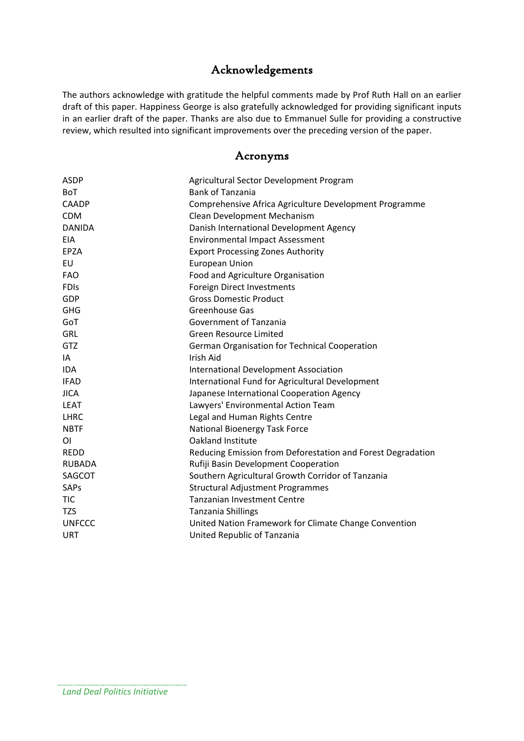## Acknowledgements

The authors acknowledge with gratitude the helpful comments made by Prof Ruth Hall on an earlier draft of this paper. Happiness George is also gratefully acknowledged for providing significant inputs in an earlier draft of the paper. Thanks are also due to Emmanuel Sulle for providing a constructive review, which resulted into significant improvements over the preceding version of the paper.

## Acronyms

| | |
|---|---|
| ASDP | Agricultural Sector Development Program |
| BoT | Bank of Tanzania |
| CAADP | Comprehensive Africa Agriculture Development Programme |
| CDM | Clean Development Mechanism |
| DANIDA | Danish International Development Agency |
| EIA | Environmental Impact Assessment |
| EPZA | Export Processing Zones Authority |
| EU | European Union |
| FAO | Food and Agriculture Organisation |
| FDIs | Foreign Direct Investments |
| GDP | Gross Domestic Product |
| GHG | Greenhouse Gas |
| GoT | Government of Tanzania |
| GRL | Green Resource Limited |
| GTZ | German Organisation for Technical Cooperation |
| IA | Irish Aid |
| IDA | International Development Association |
| IFAD | International Fund for Agricultural Development |
| JICA | Japanese International Cooperation Agency |
| LEAT | Lawyers' Environmental Action Team |
| LHRC | Legal and Human Rights Centre |
| NBTF | National Bioenergy Task Force |
| OI | Oakland Institute |
| REDD | Reducing Emission from Deforestation and Forest Degradation |
| RUBADA | Rufiji Basin Development Cooperation |
| SAGCOT | Southern Agricultural Growth Corridor of Tanzania |
| SAPs | Structural Adjustment Programmes |
| TIC | Tanzanian Investment Centre |
| TZS | Tanzania Shillings |
| UNFCCC | United Nation Framework for Climate Change Convention |
| URT | United Republic of Tanzania |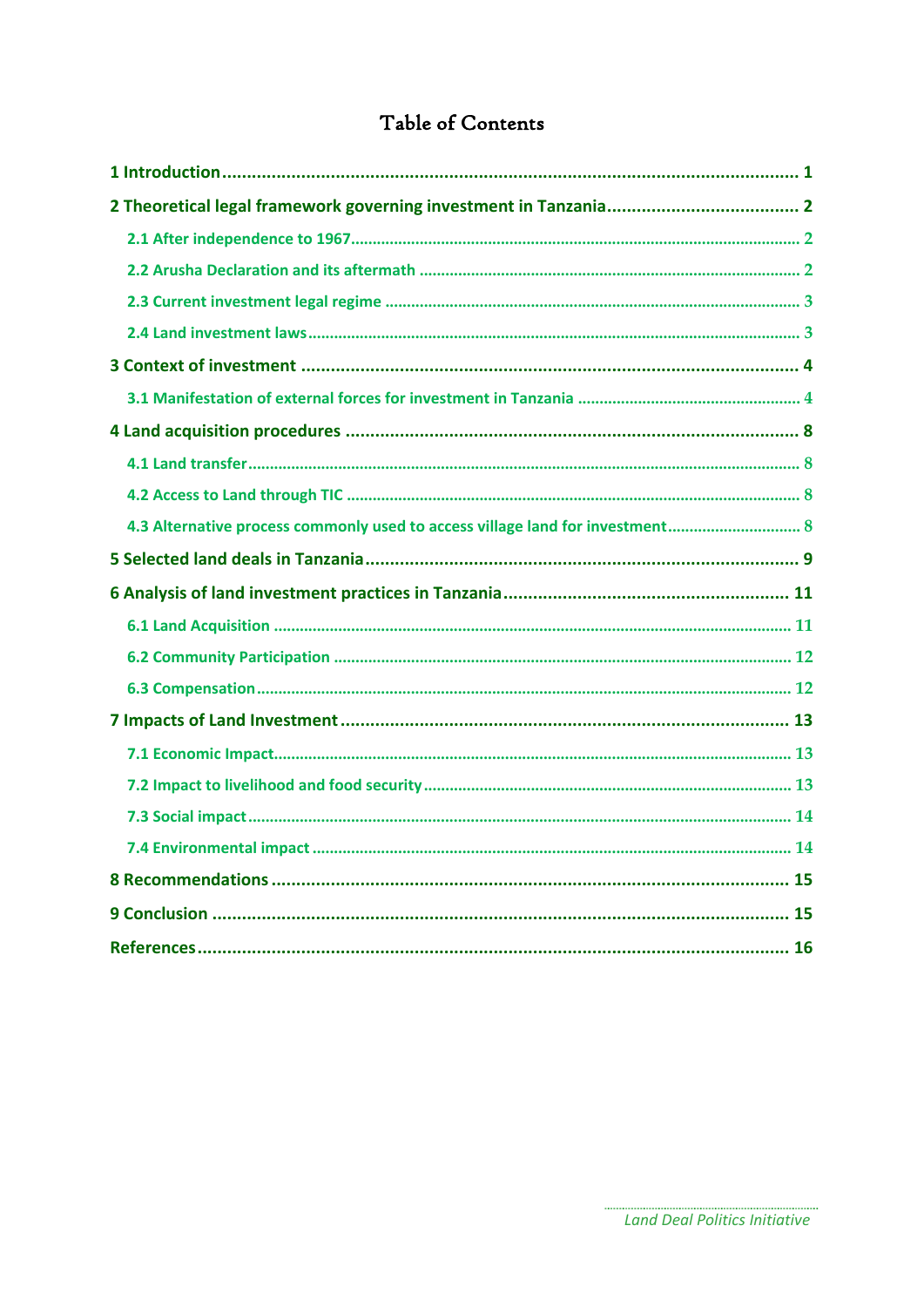# Table of Contents

**1 Introduction** ....................................................................................................... **1**

**2 Theoretical legal framework governing investment in Tanzania** ........................................ **2**

- 2.1 After independence to 1967 ............................................................................... 2
- 2.2 Arusha Declaration and its aftermath ................................................................ 2
- 2.3 Current investment legal regime ........................................................................ 3
- 2.4 Land investment laws ........................................................................................ 3

**3 Context of investment** ............................................................................................ **4**

- 3.1 Manifestation of external forces for investment in Tanzania ............................ 4

**4 Land acquisition procedures** ................................................................................... **8**

- 4.1 Land transfer ...................................................................................................... 8
- 4.2 Access to Land through TIC ............................................................................... 8
- 4.3 Alternative process commonly used to access village land for investment ........ 8

**5 Selected land deals in Tanzania** .............................................................................. **9**

**6 Analysis of land investment practices in Tanzania** ................................................ **11**

- 6.1 Land Acquisition ............................................................................................... 11
- 6.2 Community Participation .................................................................................. 12
- 6.3 Compensation ................................................................................................... 12

**7 Impacts of Land Investment** ................................................................................... **13**

- 7.1 Economic Impact ............................................................................................... 13
- 7.2 Impact to livelihood and food security ............................................................. 13
- 7.3 Social impact ..................................................................................................... 14
- 7.4 Environmental impact ....................................................................................... 14

**8 Recommendations** ................................................................................................. **15**

**9 Conclusion** ............................................................................................................. **15**

**References** ............................................................................................................... **16**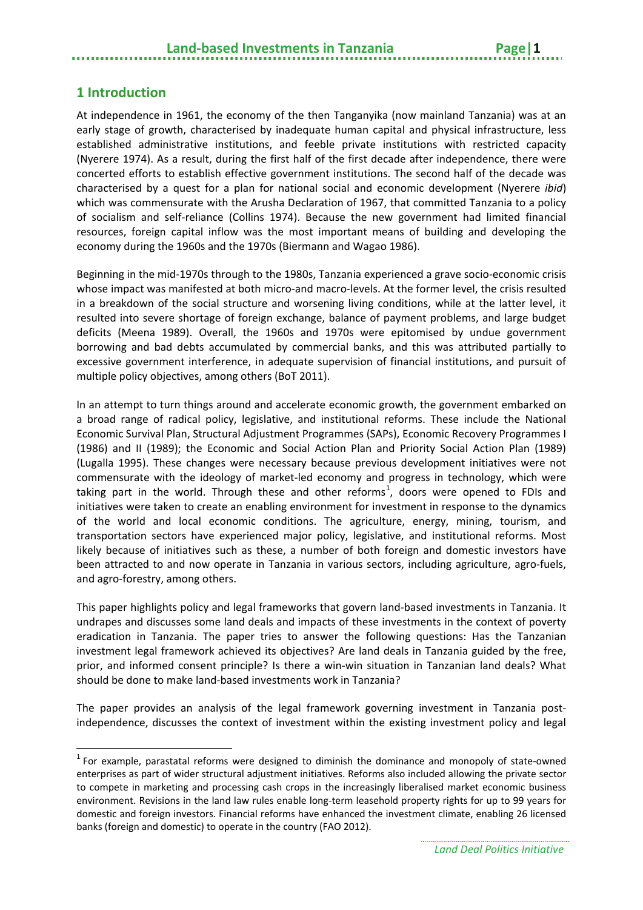## 1 Introduction

At independence in 1961, the economy of the then Tanganyika (now mainland Tanzania) was at an early stage of growth, characterised by inadequate human capital and physical infrastructure, less established administrative institutions, and feeble private institutions with restricted capacity (Nyerere 1974). As a result, during the first half of the first decade after independence, there were concerted efforts to establish effective government institutions. The second half of the decade was characterised by a quest for a plan for national social and economic development (Nyerere *ibid*) which was commensurate with the Arusha Declaration of 1967, that committed Tanzania to a policy of socialism and self-reliance (Collins 1974). Because the new government had limited financial resources, foreign capital inflow was the most important means of building and developing the economy during the 1960s and the 1970s (Biermann and Wagao 1986).

Beginning in the mid-1970s through to the 1980s, Tanzania experienced a grave socio-economic crisis whose impact was manifested at both micro-and macro-levels. At the former level, the crisis resulted in a breakdown of the social structure and worsening living conditions, while at the latter level, it resulted into severe shortage of foreign exchange, balance of payment problems, and large budget deficits (Meena 1989). Overall, the 1960s and 1970s were epitomised by undue government borrowing and bad debts accumulated by commercial banks, and this was attributed partially to excessive government interference, in adequate supervision of financial institutions, and pursuit of multiple policy objectives, among others (BoT 2011).

In an attempt to turn things around and accelerate economic growth, the government embarked on a broad range of radical policy, legislative, and institutional reforms. These include the National Economic Survival Plan, Structural Adjustment Programmes (SAPs), Economic Recovery Programmes I (1986) and II (1989); the Economic and Social Action Plan and Priority Social Action Plan (1989) (Lugalla 1995). These changes were necessary because previous development initiatives were not commensurate with the ideology of market-led economy and progress in technology, which were taking part in the world. Through these and other reforms[1], doors were opened to FDIs and initiatives were taken to create an enabling environment for investment in response to the dynamics of the world and local economic conditions. The agriculture, energy, mining, tourism, and transportation sectors have experienced major policy, legislative, and institutional reforms. Most likely because of initiatives such as these, a number of both foreign and domestic investors have been attracted to and now operate in Tanzania in various sectors, including agriculture, agro-fuels, and agro-forestry, among others.

This paper highlights policy and legal frameworks that govern land-based investments in Tanzania. It undrapes and discusses some land deals and impacts of these investments in the context of poverty eradication in Tanzania. The paper tries to answer the following questions: Has the Tanzanian investment legal framework achieved its objectives? Are land deals in Tanzania guided by the free, prior, and informed consent principle? Is there a win-win situation in Tanzanian land deals? What should be done to make land-based investments work in Tanzania?

The paper provides an analysis of the legal framework governing investment in Tanzania post-independence, discusses the context of investment within the existing investment policy and legal

[1] For example, parastatal reforms were designed to diminish the dominance and monopoly of state-owned enterprises as part of wider structural adjustment initiatives. Reforms also included allowing the private sector to compete in marketing and processing cash crops in the increasingly liberalised market economic business environment. Revisions in the land law rules enable long-term leasehold property rights for up to 99 years for domestic and foreign investors. Financial reforms have enhanced the investment climate, enabling 26 licensed banks (foreign and domestic) to operate in the country (FAO 2012).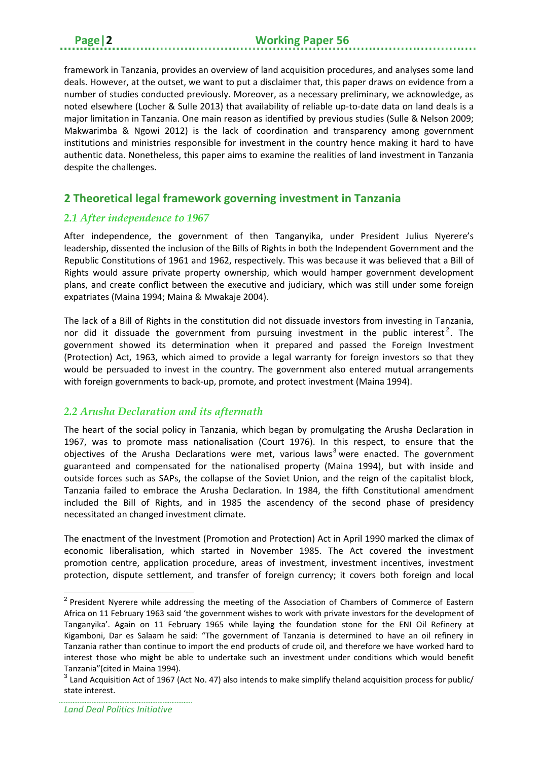framework in Tanzania, provides an overview of land acquisition procedures, and analyses some land deals. However, at the outset, we want to put a disclaimer that, this paper draws on evidence from a number of studies conducted previously. Moreover, as a necessary preliminary, we acknowledge, as noted elsewhere (Locher & Sulle 2013) that availability of reliable up-to-date data on land deals is a major limitation in Tanzania. One main reason as identified by previous studies (Sulle & Nelson 2009; Makwarimba & Ngowi 2012) is the lack of coordination and transparency among government institutions and ministries responsible for investment in the country hence making it hard to have authentic data. Nonetheless, this paper aims to examine the realities of land investment in Tanzania despite the challenges.

## 2 Theoretical legal framework governing investment in Tanzania

### *2.1 After independence to 1967*

After independence, the government of then Tanganyika, under President Julius Nyerere's leadership, dissented the inclusion of the Bills of Rights in both the Independent Government and the Republic Constitutions of 1961 and 1962, respectively. This was because it was believed that a Bill of Rights would assure private property ownership, which would hamper government development plans, and create conflict between the executive and judiciary, which was still under some foreign expatriates (Maina 1994; Maina & Mwakaje 2004).

The lack of a Bill of Rights in the constitution did not dissuade investors from investing in Tanzania, nor did it dissuade the government from pursuing investment in the public interest[2]. The government showed its determination when it prepared and passed the Foreign Investment (Protection) Act, 1963, which aimed to provide a legal warranty for foreign investors so that they would be persuaded to invest in the country. The government also entered mutual arrangements with foreign governments to back-up, promote, and protect investment (Maina 1994).

### *2.2 Arusha Declaration and its aftermath*

The heart of the social policy in Tanzania, which began by promulgating the Arusha Declaration in 1967, was to promote mass nationalisation (Court 1976). In this respect, to ensure that the objectives of the Arusha Declarations were met, various laws[3] were enacted. The government guaranteed and compensated for the nationalised property (Maina 1994), but with inside and outside forces such as SAPs, the collapse of the Soviet Union, and the reign of the capitalist block, Tanzania failed to embrace the Arusha Declaration. In 1984, the fifth Constitutional amendment included the Bill of Rights, and in 1985 the ascendency of the second phase of presidency necessitated an changed investment climate.

The enactment of the Investment (Promotion and Protection) Act in April 1990 marked the climax of economic liberalisation, which started in November 1985. The Act covered the investment promotion centre, application procedure, areas of investment, investment incentives, investment protection, dispute settlement, and transfer of foreign currency; it covers both foreign and local

---

[2] President Nyerere while addressing the meeting of the Association of Chambers of Commerce of Eastern Africa on 11 February 1963 said 'the government wishes to work with private investors for the development of Tanganyika'. Again on 11 February 1965 while laying the foundation stone for the ENI Oil Refinery at Kigamboni, Dar es Salaam he said: "The government of Tanzania is determined to have an oil refinery in Tanzania rather than continue to import the end products of crude oil, and therefore we have worked hard to interest those who might be able to undertake such an investment under conditions which would benefit Tanzania"(cited in Maina 1994).

[3] Land Acquisition Act of 1967 (Act No. 47) also intends to make simplify theland acquisition process for public/ state interest.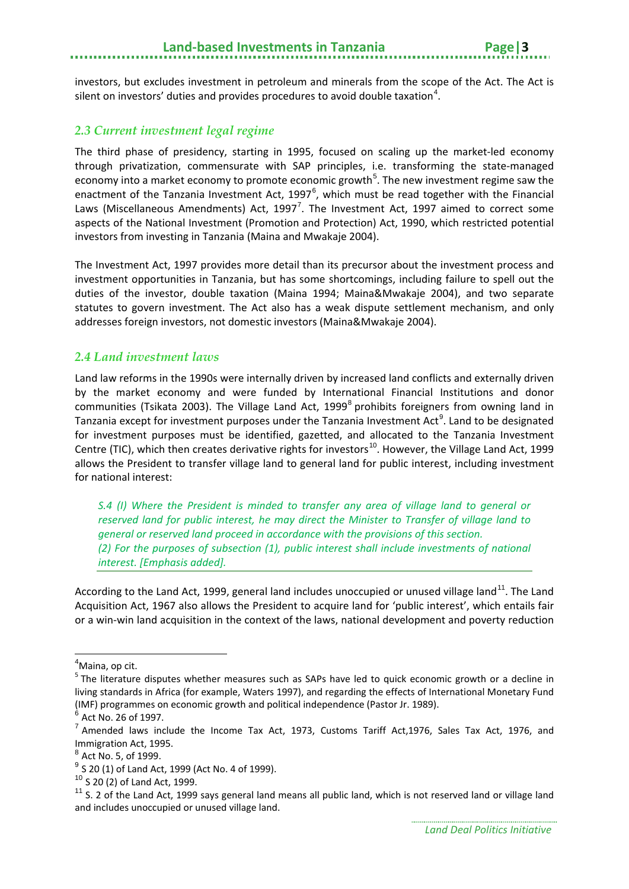investors, but excludes investment in petroleum and minerals from the scope of the Act. The Act is silent on investors' duties and provides procedures to avoid double taxation[4].

## *2.3 Current investment legal regime*

The third phase of presidency, starting in 1995, focused on scaling up the market-led economy through privatization, commensurate with SAP principles, i.e. transforming the state-managed economy into a market economy to promote economic growth[5]. The new investment regime saw the enactment of the Tanzania Investment Act, 1997[6], which must be read together with the Financial Laws (Miscellaneous Amendments) Act, 1997[7]. The Investment Act, 1997 aimed to correct some aspects of the National Investment (Promotion and Protection) Act, 1990, which restricted potential investors from investing in Tanzania (Maina and Mwakaje 2004).

The Investment Act, 1997 provides more detail than its precursor about the investment process and investment opportunities in Tanzania, but has some shortcomings, including failure to spell out the duties of the investor, double taxation (Maina 1994; Maina&Mwakaje 2004), and two separate statutes to govern investment. The Act also has a weak dispute settlement mechanism, and only addresses foreign investors, not domestic investors (Maina&Mwakaje 2004).

## *2.4 Land investment laws*

Land law reforms in the 1990s were internally driven by increased land conflicts and externally driven by the market economy and were funded by International Financial Institutions and donor communities (Tsikata 2003). The Village Land Act, 1999[8] prohibits foreigners from owning land in Tanzania except for investment purposes under the Tanzania Investment Act[9]. Land to be designated for investment purposes must be identified, gazetted, and allocated to the Tanzania Investment Centre (TIC), which then creates derivative rights for investors[10]. However, the Village Land Act, 1999 allows the President to transfer village land to general land for public interest, including investment for national interest:

> *S.4 (I) Where the President is minded to transfer any area of village land to general or reserved land for public interest, he may direct the Minister to Transfer of village land to general or reserved land proceed in accordance with the provisions of this section.*
> *(2) For the purposes of subsection (1), public interest shall include investments of national interest. [Emphasis added].*

According to the Land Act, 1999, general land includes unoccupied or unused village land[11]. The Land Acquisition Act, 1967 also allows the President to acquire land for 'public interest', which entails fair or a win-win land acquisition in the context of the laws, national development and poverty reduction

---

[4] Maina, op cit.

[5] The literature disputes whether measures such as SAPs have led to quick economic growth or a decline in living standards in Africa (for example, Waters 1997), and regarding the effects of International Monetary Fund (IMF) programmes on economic growth and political independence (Pastor Jr. 1989).

[6] Act No. 26 of 1997.

[7] Amended laws include the Income Tax Act, 1973, Customs Tariff Act,1976, Sales Tax Act, 1976, and Immigration Act, 1995.

[8] Act No. 5, of 1999.

[9] S 20 (1) of Land Act, 1999 (Act No. 4 of 1999).

[10] S 20 (2) of Land Act, 1999.

[11] S. 2 of the Land Act, 1999 says general land means all public land, which is not reserved land or village land and includes unoccupied or unused village land.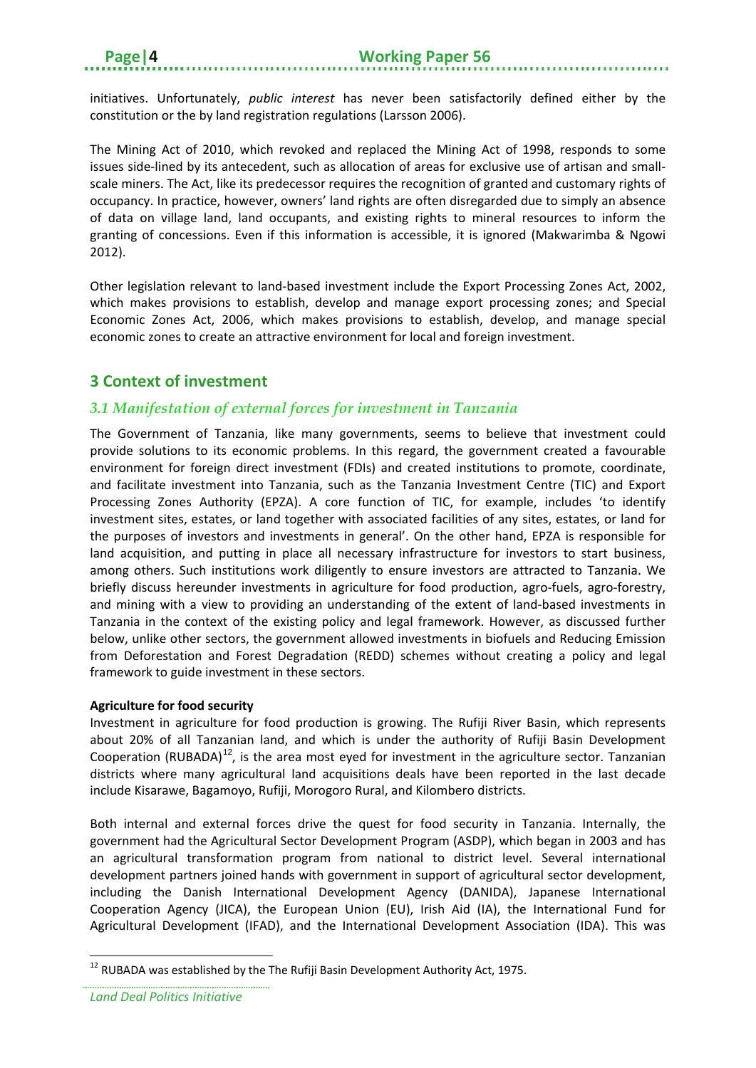initiatives. Unfortunately, *public interest* has never been satisfactorily defined either by the constitution or the by land registration regulations (Larsson 2006).

The Mining Act of 2010, which revoked and replaced the Mining Act of 1998, responds to some issues side-lined by its antecedent, such as allocation of areas for exclusive use of artisan and small-scale miners. The Act, like its predecessor requires the recognition of granted and customary rights of occupancy. In practice, however, owners' land rights are often disregarded due to simply an absence of data on village land, land occupants, and existing rights to mineral resources to inform the granting of concessions. Even if this information is accessible, it is ignored (Makwarimba & Ngowi 2012).

Other legislation relevant to land-based investment include the Export Processing Zones Act, 2002, which makes provisions to establish, develop and manage export processing zones; and Special Economic Zones Act, 2006, which makes provisions to establish, develop, and manage special economic zones to create an attractive environment for local and foreign investment.

## 3 Context of investment

### *3.1 Manifestation of external forces for investment in Tanzania*

The Government of Tanzania, like many governments, seems to believe that investment could provide solutions to its economic problems. In this regard, the government created a favourable environment for foreign direct investment (FDIs) and created institutions to promote, coordinate, and facilitate investment into Tanzania, such as the Tanzania Investment Centre (TIC) and Export Processing Zones Authority (EPZA). A core function of TIC, for example, includes 'to identify investment sites, estates, or land together with associated facilities of any sites, estates, or land for the purposes of investors and investments in general'. On the other hand, EPZA is responsible for land acquisition, and putting in place all necessary infrastructure for investors to start business, among others. Such institutions work diligently to ensure investors are attracted to Tanzania. We briefly discuss hereunder investments in agriculture for food production, agro-fuels, agro-forestry, and mining with a view to providing an understanding of the extent of land-based investments in Tanzania in the context of the existing policy and legal framework. However, as discussed further below, unlike other sectors, the government allowed investments in biofuels and Reducing Emission from Deforestation and Forest Degradation (REDD) schemes without creating a policy and legal framework to guide investment in these sectors.

**Agriculture for food security**

Investment in agriculture for food production is growing. The Rufiji River Basin, which represents about 20% of all Tanzanian land, and which is under the authority of Rufiji Basin Development Cooperation (RUBADA)[12], is the area most eyed for investment in the agriculture sector. Tanzanian districts where many agricultural land acquisitions deals have been reported in the last decade include Kisarawe, Bagamoyo, Rufiji, Morogoro Rural, and Kilombero districts.

Both internal and external forces drive the quest for food security in Tanzania. Internally, the government had the Agricultural Sector Development Program (ASDP), which began in 2003 and has an agricultural transformation program from national to district level. Several international development partners joined hands with government in support of agricultural sector development, including the Danish International Development Agency (DANIDA), Japanese International Cooperation Agency (JICA), the European Union (EU), Irish Aid (IA), the International Fund for Agricultural Development (IFAD), and the International Development Association (IDA). This was

[12] RUBADA was established by the The Rufiji Basin Development Authority Act, 1975.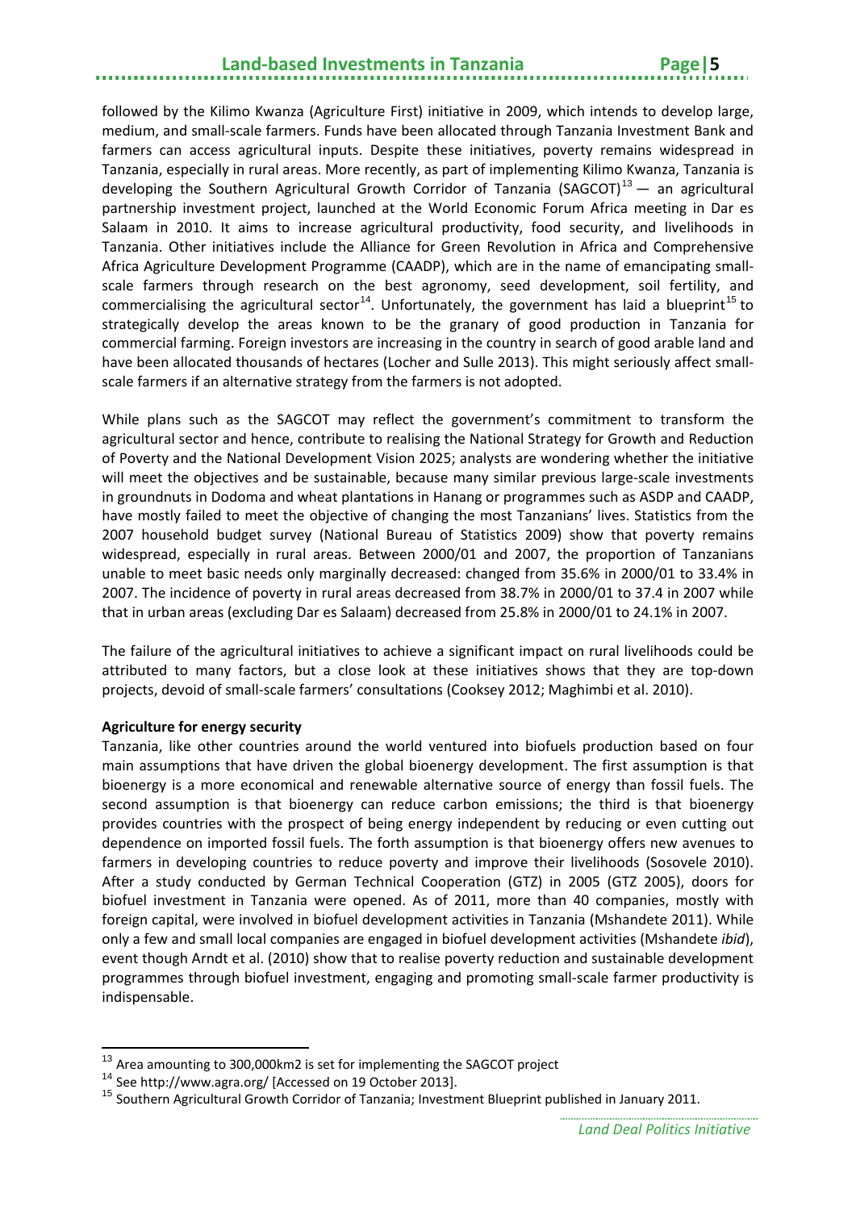followed by the Kilimo Kwanza (Agriculture First) initiative in 2009, which intends to develop large, medium, and small-scale farmers. Funds have been allocated through Tanzania Investment Bank and farmers can access agricultural inputs. Despite these initiatives, poverty remains widespread in Tanzania, especially in rural areas. More recently, as part of implementing Kilimo Kwanza, Tanzania is developing the Southern Agricultural Growth Corridor of Tanzania (SAGCOT)[13] — an agricultural partnership investment project, launched at the World Economic Forum Africa meeting in Dar es Salaam in 2010. It aims to increase agricultural productivity, food security, and livelihoods in Tanzania. Other initiatives include the Alliance for Green Revolution in Africa and Comprehensive Africa Agriculture Development Programme (CAADP), which are in the name of emancipating small-scale farmers through research on the best agronomy, seed development, soil fertility, and commercialising the agricultural sector[14]. Unfortunately, the government has laid a blueprint[15] to strategically develop the areas known to be the granary of good production in Tanzania for commercial farming. Foreign investors are increasing in the country in search of good arable land and have been allocated thousands of hectares (Locher and Sulle 2013). This might seriously affect small-scale farmers if an alternative strategy from the farmers is not adopted.

While plans such as the SAGCOT may reflect the government's commitment to transform the agricultural sector and hence, contribute to realising the National Strategy for Growth and Reduction of Poverty and the National Development Vision 2025; analysts are wondering whether the initiative will meet the objectives and be sustainable, because many similar previous large-scale investments in groundnuts in Dodoma and wheat plantations in Hanang or programmes such as ASDP and CAADP, have mostly failed to meet the objective of changing the most Tanzanians' lives. Statistics from the 2007 household budget survey (National Bureau of Statistics 2009) show that poverty remains widespread, especially in rural areas. Between 2000/01 and 2007, the proportion of Tanzanians unable to meet basic needs only marginally decreased: changed from 35.6% in 2000/01 to 33.4% in 2007. The incidence of poverty in rural areas decreased from 38.7% in 2000/01 to 37.4 in 2007 while that in urban areas (excluding Dar es Salaam) decreased from 25.8% in 2000/01 to 24.1% in 2007.

The failure of the agricultural initiatives to achieve a significant impact on rural livelihoods could be attributed to many factors, but a close look at these initiatives shows that they are top-down projects, devoid of small-scale farmers' consultations (Cooksey 2012; Maghimbi et al. 2010).

**Agriculture for energy security**

Tanzania, like other countries around the world ventured into biofuels production based on four main assumptions that have driven the global bioenergy development. The first assumption is that bioenergy is a more economical and renewable alternative source of energy than fossil fuels. The second assumption is that bioenergy can reduce carbon emissions; the third is that bioenergy provides countries with the prospect of being energy independent by reducing or even cutting out dependence on imported fossil fuels. The forth assumption is that bioenergy offers new avenues to farmers in developing countries to reduce poverty and improve their livelihoods (Sosovele 2010). After a study conducted by German Technical Cooperation (GTZ) in 2005 (GTZ 2005), doors for biofuel investment in Tanzania were opened. As of 2011, more than 40 companies, mostly with foreign capital, were involved in biofuel development activities in Tanzania (Mshandete 2011). While only a few and small local companies are engaged in biofuel development activities (Mshandete *ibid*), event though Arndt et al. (2010) show that to realise poverty reduction and sustainable development programmes through biofuel investment, engaging and promoting small-scale farmer productivity is indispensable.

[13] Area amounting to 300,000km2 is set for implementing the SAGCOT project

[14] See http://www.agra.org/ [Accessed on 19 October 2013].

[15] Southern Agricultural Growth Corridor of Tanzania; Investment Blueprint published in January 2011.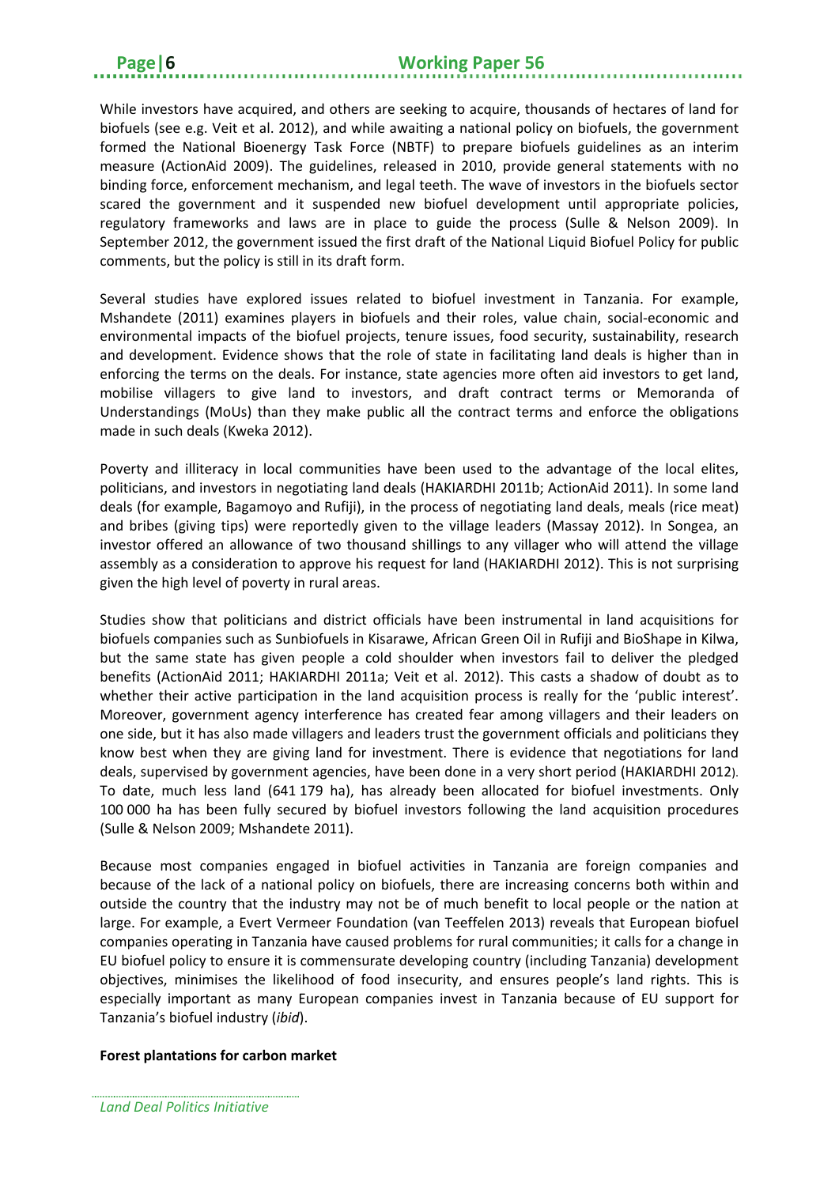While investors have acquired, and others are seeking to acquire, thousands of hectares of land for biofuels (see e.g. Veit et al. 2012), and while awaiting a national policy on biofuels, the government formed the National Bioenergy Task Force (NBTF) to prepare biofuels guidelines as an interim measure (ActionAid 2009). The guidelines, released in 2010, provide general statements with no binding force, enforcement mechanism, and legal teeth. The wave of investors in the biofuels sector scared the government and it suspended new biofuel development until appropriate policies, regulatory frameworks and laws are in place to guide the process (Sulle & Nelson 2009). In September 2012, the government issued the first draft of the National Liquid Biofuel Policy for public comments, but the policy is still in its draft form.

Several studies have explored issues related to biofuel investment in Tanzania. For example, Mshandete (2011) examines players in biofuels and their roles, value chain, social-economic and environmental impacts of the biofuel projects, tenure issues, food security, sustainability, research and development. Evidence shows that the role of state in facilitating land deals is higher than in enforcing the terms on the deals. For instance, state agencies more often aid investors to get land, mobilise villagers to give land to investors, and draft contract terms or Memoranda of Understandings (MoUs) than they make public all the contract terms and enforce the obligations made in such deals (Kweka 2012).

Poverty and illiteracy in local communities have been used to the advantage of the local elites, politicians, and investors in negotiating land deals (HAKIARDHI 2011b; ActionAid 2011). In some land deals (for example, Bagamoyo and Rufiji), in the process of negotiating land deals, meals (rice meat) and bribes (giving tips) were reportedly given to the village leaders (Massay 2012). In Songea, an investor offered an allowance of two thousand shillings to any villager who will attend the village assembly as a consideration to approve his request for land (HAKIARDHI 2012). This is not surprising given the high level of poverty in rural areas.

Studies show that politicians and district officials have been instrumental in land acquisitions for biofuels companies such as Sunbiofuels in Kisarawe, African Green Oil in Rufiji and BioShape in Kilwa, but the same state has given people a cold shoulder when investors fail to deliver the pledged benefits (ActionAid 2011; HAKIARDHI 2011a; Veit et al. 2012). This casts a shadow of doubt as to whether their active participation in the land acquisition process is really for the 'public interest'. Moreover, government agency interference has created fear among villagers and their leaders on one side, but it has also made villagers and leaders trust the government officials and politicians they know best when they are giving land for investment. There is evidence that negotiations for land deals, supervised by government agencies, have been done in a very short period (HAKIARDHI 2012). To date, much less land (641 179 ha), has already been allocated for biofuel investments. Only 100 000 ha has been fully secured by biofuel investors following the land acquisition procedures (Sulle & Nelson 2009; Mshandete 2011).

Because most companies engaged in biofuel activities in Tanzania are foreign companies and because of the lack of a national policy on biofuels, there are increasing concerns both within and outside the country that the industry may not be of much benefit to local people or the nation at large. For example, a Evert Vermeer Foundation (van Teeffelen 2013) reveals that European biofuel companies operating in Tanzania have caused problems for rural communities; it calls for a change in EU biofuel policy to ensure it is commensurate developing country (including Tanzania) development objectives, minimises the likelihood of food insecurity, and ensures people's land rights. This is especially important as many European companies invest in Tanzania because of EU support for Tanzania's biofuel industry (*ibid*).

**Forest plantations for carbon market**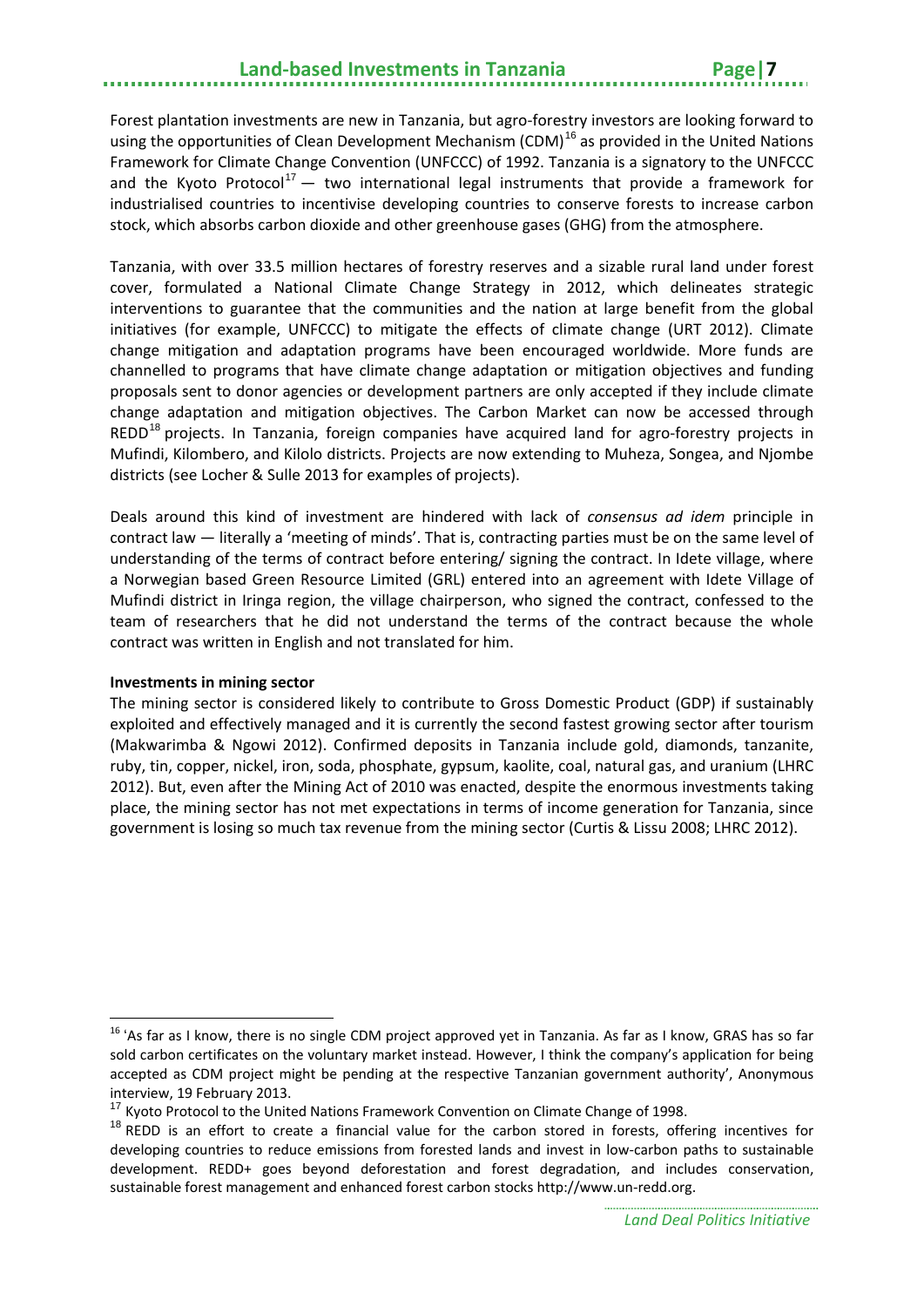Forest plantation investments are new in Tanzania, but agro-forestry investors are looking forward to using the opportunities of Clean Development Mechanism (CDM)[16] as provided in the United Nations Framework for Climate Change Convention (UNFCCC) of 1992. Tanzania is a signatory to the UNFCCC and the Kyoto Protocol[17] — two international legal instruments that provide a framework for industrialised countries to incentivise developing countries to conserve forests to increase carbon stock, which absorbs carbon dioxide and other greenhouse gases (GHG) from the atmosphere.

Tanzania, with over 33.5 million hectares of forestry reserves and a sizable rural land under forest cover, formulated a National Climate Change Strategy in 2012, which delineates strategic interventions to guarantee that the communities and the nation at large benefit from the global initiatives (for example, UNFCCC) to mitigate the effects of climate change (URT 2012). Climate change mitigation and adaptation programs have been encouraged worldwide. More funds are channelled to programs that have climate change adaptation or mitigation objectives and funding proposals sent to donor agencies or development partners are only accepted if they include climate change adaptation and mitigation objectives. The Carbon Market can now be accessed through REDD[18] projects. In Tanzania, foreign companies have acquired land for agro-forestry projects in Mufindi, Kilombero, and Kilolo districts. Projects are now extending to Muheza, Songea, and Njombe districts (see Locher & Sulle 2013 for examples of projects).

Deals around this kind of investment are hindered with lack of *consensus ad idem* principle in contract law — literally a 'meeting of minds'. That is, contracting parties must be on the same level of understanding of the terms of contract before entering/ signing the contract. In Idete village, where a Norwegian based Green Resource Limited (GRL) entered into an agreement with Idete Village of Mufindi district in Iringa region, the village chairperson, who signed the contract, confessed to the team of researchers that he did not understand the terms of the contract because the whole contract was written in English and not translated for him.

**Investments in mining sector**

The mining sector is considered likely to contribute to Gross Domestic Product (GDP) if sustainably exploited and effectively managed and it is currently the second fastest growing sector after tourism (Makwarimba & Ngowi 2012). Confirmed deposits in Tanzania include gold, diamonds, tanzanite, ruby, tin, copper, nickel, iron, soda, phosphate, gypsum, kaolite, coal, natural gas, and uranium (LHRC 2012). But, even after the Mining Act of 2010 was enacted, despite the enormous investments taking place, the mining sector has not met expectations in terms of income generation for Tanzania, since government is losing so much tax revenue from the mining sector (Curtis & Lissu 2008; LHRC 2012).

---

[16] 'As far as I know, there is no single CDM project approved yet in Tanzania. As far as I know, GRAS has so far sold carbon certificates on the voluntary market instead. However, I think the company's application for being accepted as CDM project might be pending at the respective Tanzanian government authority', Anonymous interview, 19 February 2013.

[17] Kyoto Protocol to the United Nations Framework Convention on Climate Change of 1998.

[18] REDD is an effort to create a financial value for the carbon stored in forests, offering incentives for developing countries to reduce emissions from forested lands and invest in low-carbon paths to sustainable development. REDD+ goes beyond deforestation and forest degradation, and includes conservation, sustainable forest management and enhanced forest carbon stocks http://www.un-redd.org.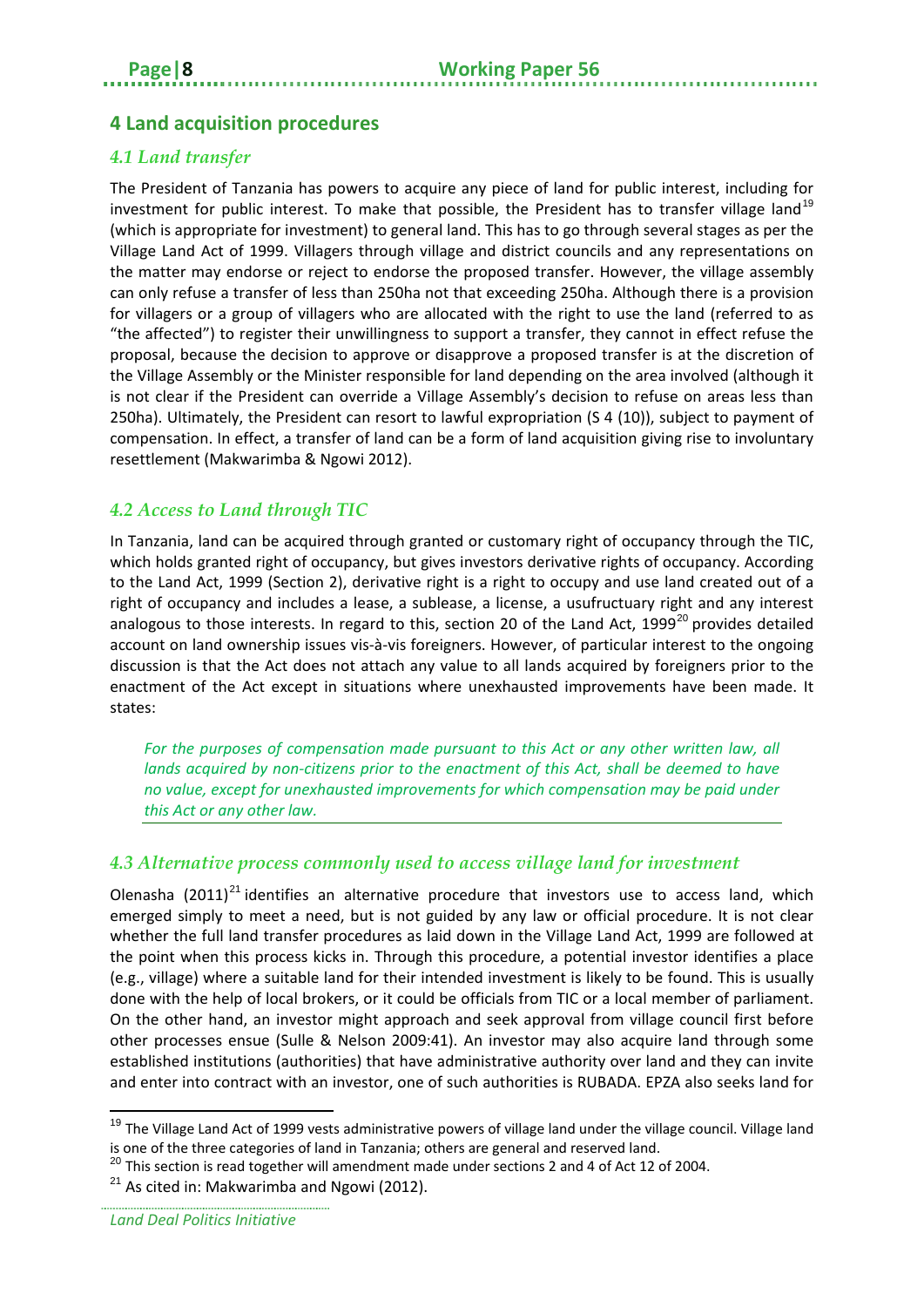## 4 Land acquisition procedures

### *4.1 Land transfer*

The President of Tanzania has powers to acquire any piece of land for public interest, including for investment for public interest. To make that possible, the President has to transfer village land[19] (which is appropriate for investment) to general land. This has to go through several stages as per the Village Land Act of 1999. Villagers through village and district councils and any representations on the matter may endorse or reject to endorse the proposed transfer. However, the village assembly can only refuse a transfer of less than 250ha not that exceeding 250ha. Although there is a provision for villagers or a group of villagers who are allocated with the right to use the land (referred to as "the affected") to register their unwillingness to support a transfer, they cannot in effect refuse the proposal, because the decision to approve or disapprove a proposed transfer is at the discretion of the Village Assembly or the Minister responsible for land depending on the area involved (although it is not clear if the President can override a Village Assembly's decision to refuse on areas less than 250ha). Ultimately, the President can resort to lawful expropriation (S 4 (10)), subject to payment of compensation. In effect, a transfer of land can be a form of land acquisition giving rise to involuntary resettlement (Makwarimba & Ngowi 2012).

### *4.2 Access to Land through TIC*

In Tanzania, land can be acquired through granted or customary right of occupancy through the TIC, which holds granted right of occupancy, but gives investors derivative rights of occupancy. According to the Land Act, 1999 (Section 2), derivative right is a right to occupy and use land created out of a right of occupancy and includes a lease, a sublease, a license, a usufructuary right and any interest analogous to those interests. In regard to this, section 20 of the Land Act, 1999[20] provides detailed account on land ownership issues vis-à-vis foreigners. However, of particular interest to the ongoing discussion is that the Act does not attach any value to all lands acquired by foreigners prior to the enactment of the Act except in situations where unexhausted improvements have been made. It states:

> *For the purposes of compensation made pursuant to this Act or any other written law, all lands acquired by non-citizens prior to the enactment of this Act, shall be deemed to have no value, except for unexhausted improvements for which compensation may be paid under this Act or any other law.*

### *4.3 Alternative process commonly used to access village land for investment*

Olenasha (2011)[21] identifies an alternative procedure that investors use to access land, which emerged simply to meet a need, but is not guided by any law or official procedure. It is not clear whether the full land transfer procedures as laid down in the Village Land Act, 1999 are followed at the point when this process kicks in. Through this procedure, a potential investor identifies a place (e.g., village) where a suitable land for their intended investment is likely to be found. This is usually done with the help of local brokers, or it could be officials from TIC or a local member of parliament. On the other hand, an investor might approach and seek approval from village council first before other processes ensue (Sulle & Nelson 2009:41). An investor may also acquire land through some established institutions (authorities) that have administrative authority over land and they can invite and enter into contract with an investor, one of such authorities is RUBADA. EPZA also seeks land for

---

[19] The Village Land Act of 1999 vests administrative powers of village land under the village council. Village land is one of the three categories of land in Tanzania; others are general and reserved land.

[20] This section is read together will amendment made under sections 2 and 4 of Act 12 of 2004.

[21] As cited in: Makwarimba and Ngowi (2012).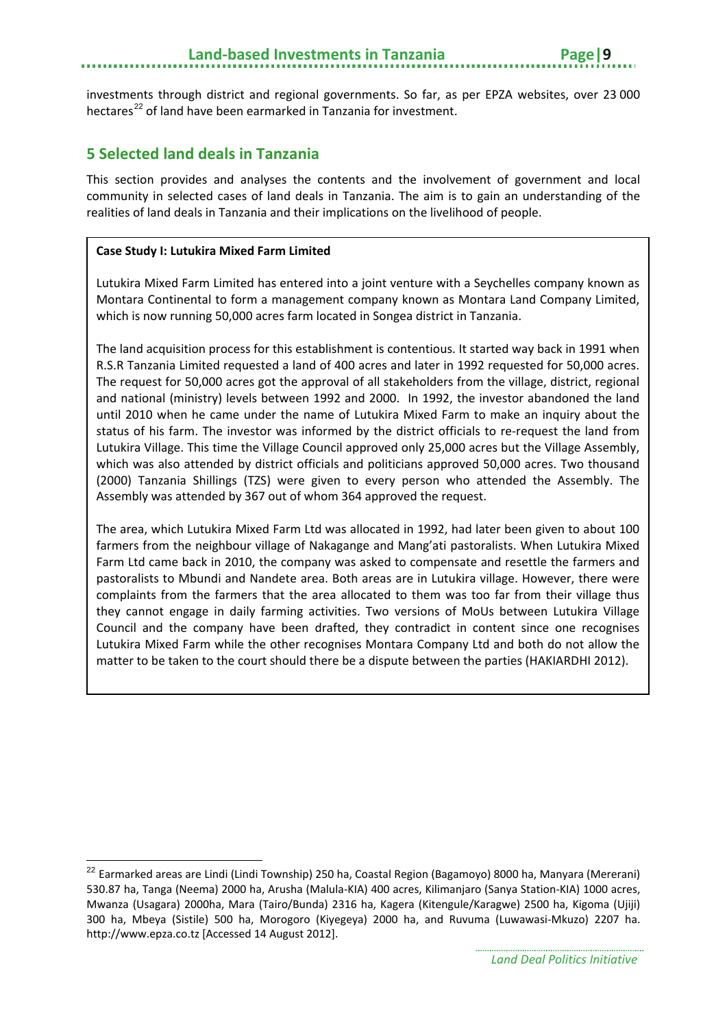investments through district and regional governments. So far, as per EPZA websites, over 23 000 hectares[22] of land have been earmarked in Tanzania for investment.

## 5 Selected land deals in Tanzania

This section provides and analyses the contents and the involvement of government and local community in selected cases of land deals in Tanzania. The aim is to gain an understanding of the realities of land deals in Tanzania and their implications on the livelihood of people.

**Case Study I: Lutukira Mixed Farm Limited**

Lutukira Mixed Farm Limited has entered into a joint venture with a Seychelles company known as Montara Continental to form a management company known as Montara Land Company Limited, which is now running 50,000 acres farm located in Songea district in Tanzania.

The land acquisition process for this establishment is contentious. It started way back in 1991 when R.S.R Tanzania Limited requested a land of 400 acres and later in 1992 requested for 50,000 acres. The request for 50,000 acres got the approval of all stakeholders from the village, district, regional and national (ministry) levels between 1992 and 2000. In 1992, the investor abandoned the land until 2010 when he came under the name of Lutukira Mixed Farm to make an inquiry about the status of his farm. The investor was informed by the district officials to re-request the land from Lutukira Village. This time the Village Council approved only 25,000 acres but the Village Assembly, which was also attended by district officials and politicians approved 50,000 acres. Two thousand (2000) Tanzania Shillings (TZS) were given to every person who attended the Assembly. The Assembly was attended by 367 out of whom 364 approved the request.

The area, which Lutukira Mixed Farm Ltd was allocated in 1992, had later been given to about 100 farmers from the neighbour village of Nakagange and Mang'ati pastoralists. When Lutukira Mixed Farm Ltd came back in 2010, the company was asked to compensate and resettle the farmers and pastoralists to Mbundi and Nandete area. Both areas are in Lutukira village. However, there were complaints from the farmers that the area allocated to them was too far from their village thus they cannot engage in daily farming activities. Two versions of MoUs between Lutukira Village Council and the company have been drafted, they contradict in content since one recognises Lutukira Mixed Farm while the other recognises Montara Company Ltd and both do not allow the matter to be taken to the court should there be a dispute between the parties (HAKIARDHI 2012).

---

[22] Earmarked areas are Lindi (Lindi Township) 250 ha, Coastal Region (Bagamoyo) 8000 ha, Manyara (Mererani) 530.87 ha, Tanga (Neema) 2000 ha, Arusha (Malula-KIA) 400 acres, Kilimanjaro (Sanya Station-KIA) 1000 acres, Mwanza (Usagara) 2000ha, Mara (Tairo/Bunda) 2316 ha, Kagera (Kitengule/Karagwe) 2500 ha, Kigoma (Ujiji) 300 ha, Mbeya (Sistile) 500 ha, Morogoro (Kiyegeya) 2000 ha, and Ruvuma (Luwawasi-Mkuzo) 2207 ha. http://www.epza.co.tz [Accessed 14 August 2012].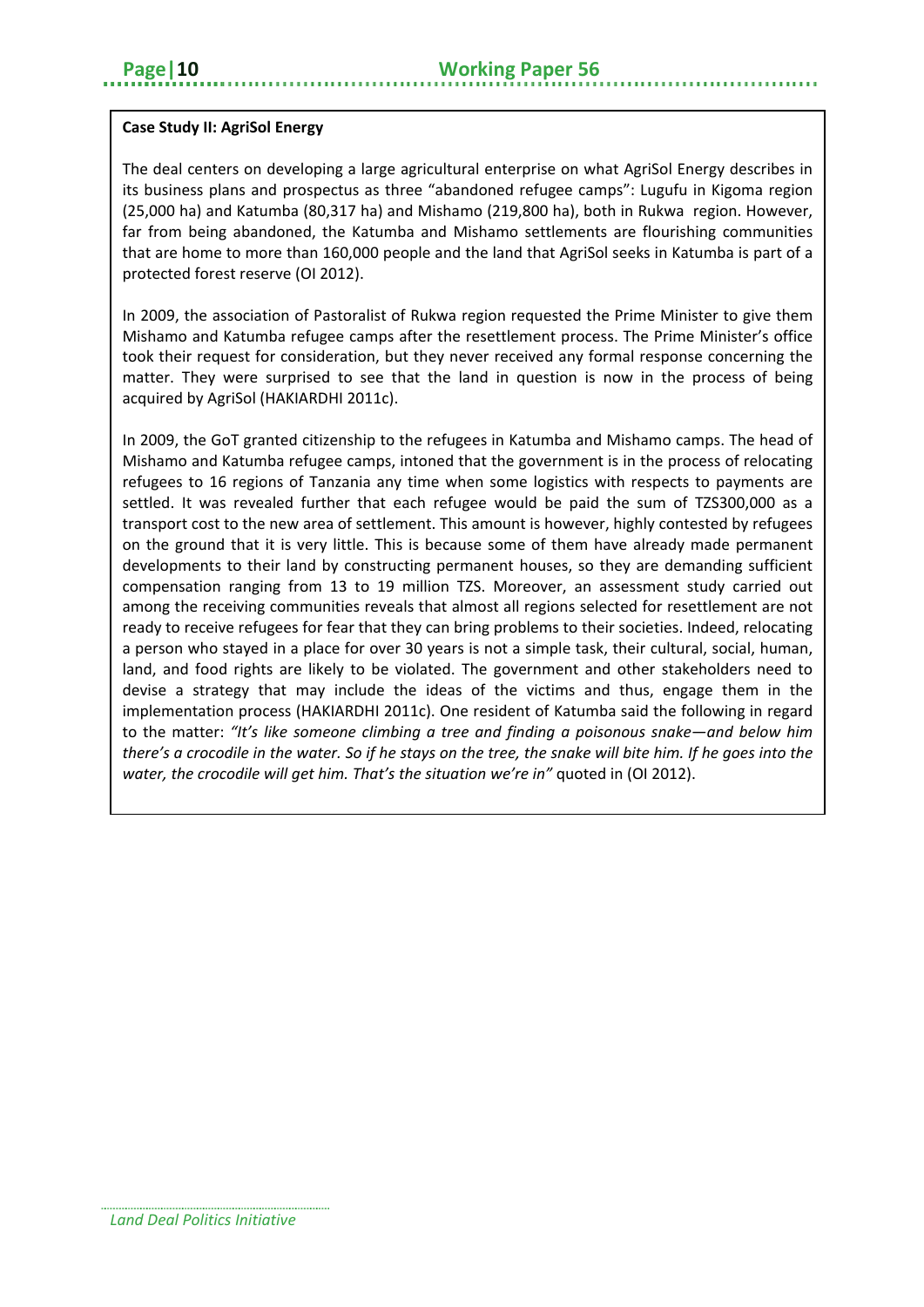**Case Study II: AgriSol Energy**

The deal centers on developing a large agricultural enterprise on what AgriSol Energy describes in its business plans and prospectus as three "abandoned refugee camps": Lugufu in Kigoma region (25,000 ha) and Katumba (80,317 ha) and Mishamo (219,800 ha), both in Rukwa region. However, far from being abandoned, the Katumba and Mishamo settlements are flourishing communities that are home to more than 160,000 people and the land that AgriSol seeks in Katumba is part of a protected forest reserve (OI 2012).

In 2009, the association of Pastoralist of Rukwa region requested the Prime Minister to give them Mishamo and Katumba refugee camps after the resettlement process. The Prime Minister's office took their request for consideration, but they never received any formal response concerning the matter. They were surprised to see that the land in question is now in the process of being acquired by AgriSol (HAKIARDHI 2011c).

In 2009, the GoT granted citizenship to the refugees in Katumba and Mishamo camps. The head of Mishamo and Katumba refugee camps, intoned that the government is in the process of relocating refugees to 16 regions of Tanzania any time when some logistics with respects to payments are settled. It was revealed further that each refugee would be paid the sum of TZS300,000 as a transport cost to the new area of settlement. This amount is however, highly contested by refugees on the ground that it is very little. This is because some of them have already made permanent developments to their land by constructing permanent houses, so they are demanding sufficient compensation ranging from 13 to 19 million TZS. Moreover, an assessment study carried out among the receiving communities reveals that almost all regions selected for resettlement are not ready to receive refugees for fear that they can bring problems to their societies. Indeed, relocating a person who stayed in a place for over 30 years is not a simple task, their cultural, social, human, land, and food rights are likely to be violated. The government and other stakeholders need to devise a strategy that may include the ideas of the victims and thus, engage them in the implementation process (HAKIARDHI 2011c). One resident of Katumba said the following in regard to the matter: *"It's like someone climbing a tree and finding a poisonous snake—and below him there's a crocodile in the water. So if he stays on the tree, the snake will bite him. If he goes into the water, the crocodile will get him. That's the situation we're in"* quoted in (OI 2012).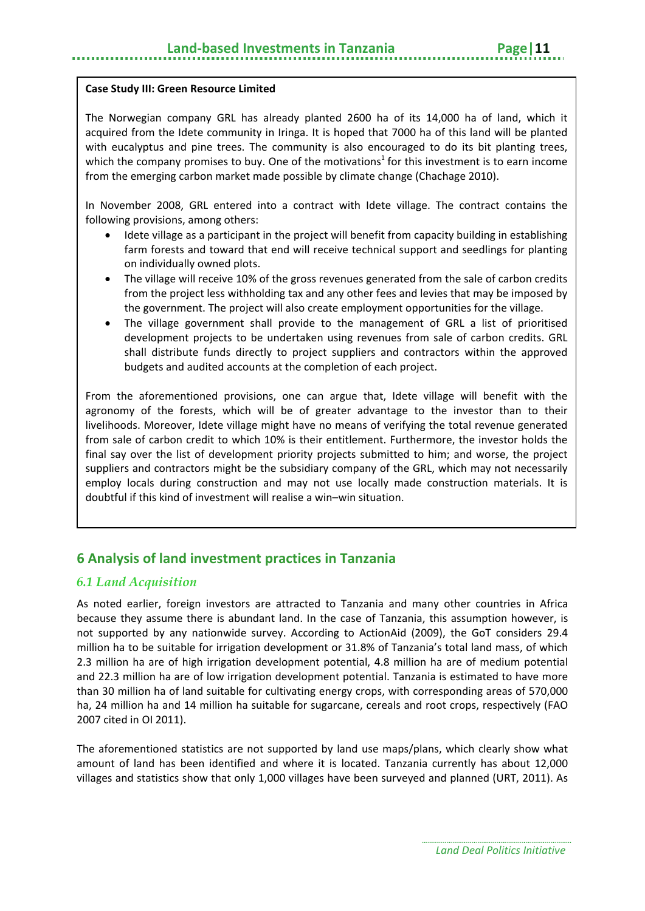**Case Study III: Green Resource Limited**

The Norwegian company GRL has already planted 2600 ha of its 14,000 ha of land, which it acquired from the Idete community in Iringa. It is hoped that 7000 ha of this land will be planted with eucalyptus and pine trees. The community is also encouraged to do its bit planting trees, which the company promises to buy. One of the motivations[1] for this investment is to earn income from the emerging carbon market made possible by climate change (Chachage 2010).

In November 2008, GRL entered into a contract with Idete village. The contract contains the following provisions, among others:

- Idete village as a participant in the project will benefit from capacity building in establishing farm forests and toward that end will receive technical support and seedlings for planting on individually owned plots.
- The village will receive 10% of the gross revenues generated from the sale of carbon credits from the project less withholding tax and any other fees and levies that may be imposed by the government. The project will also create employment opportunities for the village.
- The village government shall provide to the management of GRL a list of prioritised development projects to be undertaken using revenues from sale of carbon credits. GRL shall distribute funds directly to project suppliers and contractors within the approved budgets and audited accounts at the completion of each project.

From the aforementioned provisions, one can argue that, Idete village will benefit with the agronomy of the forests, which will be of greater advantage to the investor than to their livelihoods. Moreover, Idete village might have no means of verifying the total revenue generated from sale of carbon credit to which 10% is their entitlement. Furthermore, the investor holds the final say over the list of development priority projects submitted to him; and worse, the project suppliers and contractors might be the subsidiary company of the GRL, which may not necessarily employ locals during construction and may not use locally made construction materials. It is doubtful if this kind of investment will realise a win–win situation.

## 6 Analysis of land investment practices in Tanzania

### *6.1 Land Acquisition*

As noted earlier, foreign investors are attracted to Tanzania and many other countries in Africa because they assume there is abundant land. In the case of Tanzania, this assumption however, is not supported by any nationwide survey. According to ActionAid (2009), the GoT considers 29.4 million ha to be suitable for irrigation development or 31.8% of Tanzania's total land mass, of which 2.3 million ha are of high irrigation development potential, 4.8 million ha are of medium potential and 22.3 million ha are of low irrigation development potential. Tanzania is estimated to have more than 30 million ha of land suitable for cultivating energy crops, with corresponding areas of 570,000 ha, 24 million ha and 14 million ha suitable for sugarcane, cereals and root crops, respectively (FAO 2007 cited in OI 2011).

The aforementioned statistics are not supported by land use maps/plans, which clearly show what amount of land has been identified and where it is located. Tanzania currently has about 12,000 villages and statistics show that only 1,000 villages have been surveyed and planned (URT, 2011). As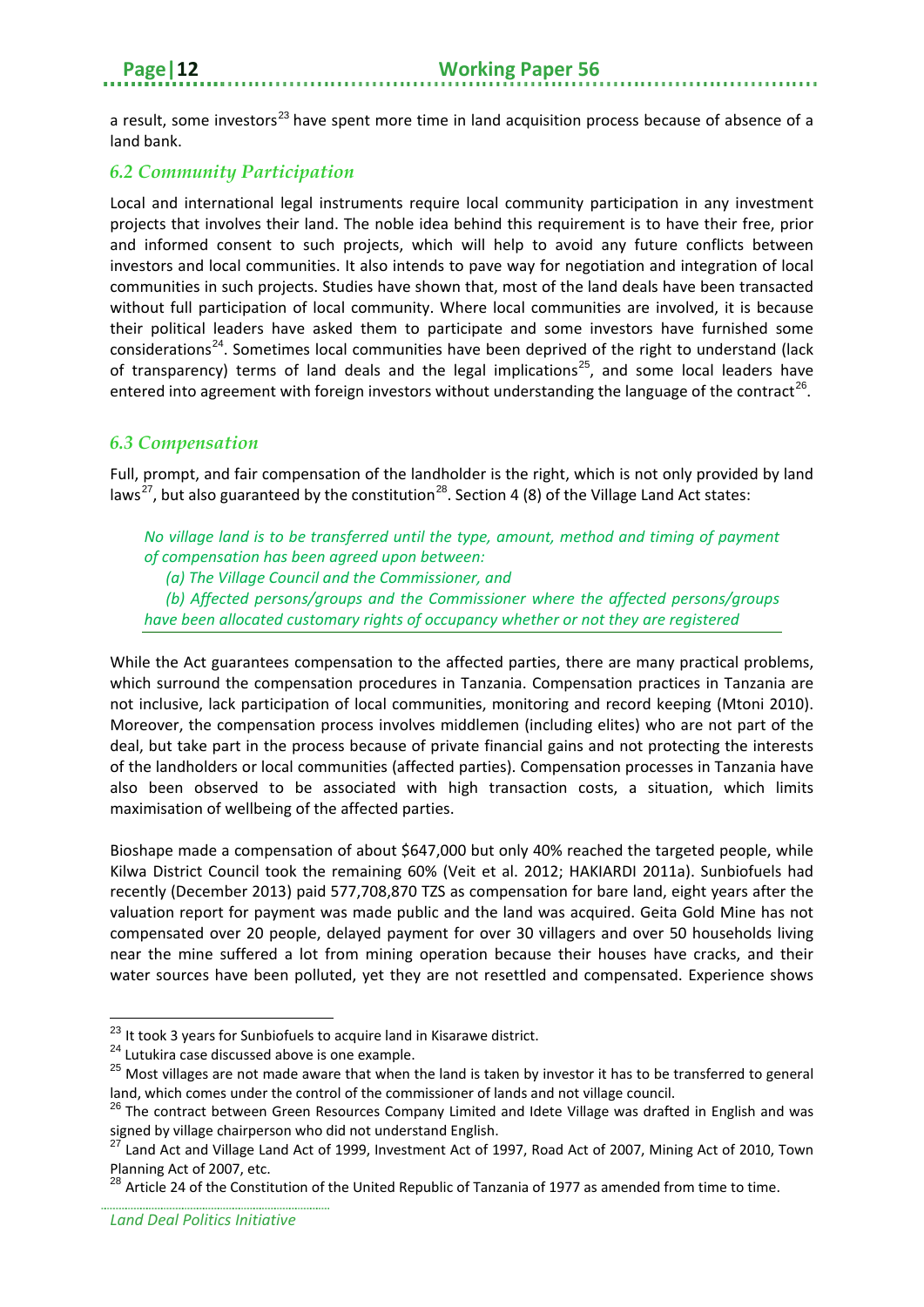a result, some investors[23] have spent more time in land acquisition process because of absence of a land bank.

## *6.2 Community Participation*

Local and international legal instruments require local community participation in any investment projects that involves their land. The noble idea behind this requirement is to have their free, prior and informed consent to such projects, which will help to avoid any future conflicts between investors and local communities. It also intends to pave way for negotiation and integration of local communities in such projects. Studies have shown that, most of the land deals have been transacted without full participation of local community. Where local communities are involved, it is because their political leaders have asked them to participate and some investors have furnished some considerations[24]. Sometimes local communities have been deprived of the right to understand (lack of transparency) terms of land deals and the legal implications[25], and some local leaders have entered into agreement with foreign investors without understanding the language of the contract[26].

## *6.3 Compensation*

Full, prompt, and fair compensation of the landholder is the right, which is not only provided by land laws[27], but also guaranteed by the constitution[28]. Section 4 (8) of the Village Land Act states:

> *No village land is to be transferred until the type, amount, method and timing of payment of compensation has been agreed upon between:*
>
> *(a) The Village Council and the Commissioner, and*
>
> *(b) Affected persons/groups and the Commissioner where the affected persons/groups have been allocated customary rights of occupancy whether or not they are registered*

While the Act guarantees compensation to the affected parties, there are many practical problems, which surround the compensation procedures in Tanzania. Compensation practices in Tanzania are not inclusive, lack participation of local communities, monitoring and record keeping (Mtoni 2010). Moreover, the compensation process involves middlemen (including elites) who are not part of the deal, but take part in the process because of private financial gains and not protecting the interests of the landholders or local communities (affected parties). Compensation processes in Tanzania have also been observed to be associated with high transaction costs, a situation, which limits maximisation of wellbeing of the affected parties.

Bioshape made a compensation of about $647,000 but only 40% reached the targeted people, while Kilwa District Council took the remaining 60% (Veit et al. 2012; HAKIARDI 2011a). Sunbiofuels had recently (December 2013) paid 577,708,870 TZS as compensation for bare land, eight years after the valuation report for payment was made public and the land was acquired. Geita Gold Mine has not compensated over 20 people, delayed payment for over 30 villagers and over 50 households living near the mine suffered a lot from mining operation because their houses have cracks, and their water sources have been polluted, yet they are not resettled and compensated. Experience shows

---

[23] It took 3 years for Sunbiofuels to acquire land in Kisarawe district.

[24] Lutukira case discussed above is one example.

[25] Most villages are not made aware that when the land is taken by investor it has to be transferred to general land, which comes under the control of the commissioner of lands and not village council.

[26] The contract between Green Resources Company Limited and Idete Village was drafted in English and was signed by village chairperson who did not understand English.

[27] Land Act and Village Land Act of 1999, Investment Act of 1997, Road Act of 2007, Mining Act of 2010, Town Planning Act of 2007, etc.

[28] Article 24 of the Constitution of the United Republic of Tanzania of 1977 as amended from time to time.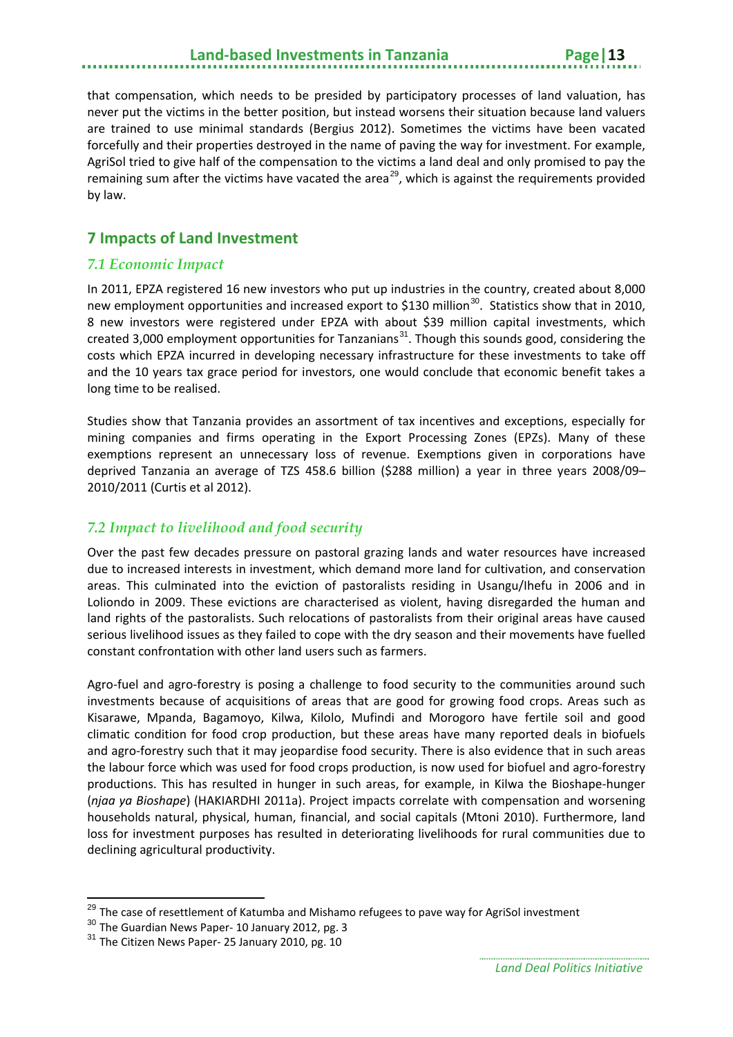that compensation, which needs to be presided by participatory processes of land valuation, has never put the victims in the better position, but instead worsens their situation because land valuers are trained to use minimal standards (Bergius 2012). Sometimes the victims have been vacated forcefully and their properties destroyed in the name of paving the way for investment. For example, AgriSol tried to give half of the compensation to the victims a land deal and only promised to pay the remaining sum after the victims have vacated the area[29], which is against the requirements provided by law.

# 7 Impacts of Land Investment

## *7.1 Economic Impact*

In 2011, EPZA registered 16 new investors who put up industries in the country, created about 8,000 new employment opportunities and increased export to $130 million[30]. Statistics show that in 2010, 8 new investors were registered under EPZA with about $39 million capital investments, which created 3,000 employment opportunities for Tanzanians[31]. Though this sounds good, considering the costs which EPZA incurred in developing necessary infrastructure for these investments to take off and the 10 years tax grace period for investors, one would conclude that economic benefit takes a long time to be realised.

Studies show that Tanzania provides an assortment of tax incentives and exceptions, especially for mining companies and firms operating in the Export Processing Zones (EPZs). Many of these exemptions represent an unnecessary loss of revenue. Exemptions given in corporations have deprived Tanzania an average of TZS 458.6 billion ($288 million) a year in three years 2008/09–2010/2011 (Curtis et al 2012).

## *7.2 Impact to livelihood and food security*

Over the past few decades pressure on pastoral grazing lands and water resources have increased due to increased interests in investment, which demand more land for cultivation, and conservation areas. This culminated into the eviction of pastoralists residing in Usangu/Ihefu in 2006 and in Loliondo in 2009. These evictions are characterised as violent, having disregarded the human and land rights of the pastoralists. Such relocations of pastoralists from their original areas have caused serious livelihood issues as they failed to cope with the dry season and their movements have fuelled constant confrontation with other land users such as farmers.

Agro-fuel and agro-forestry is posing a challenge to food security to the communities around such investments because of acquisitions of areas that are good for growing food crops. Areas such as Kisarawe, Mpanda, Bagamoyo, Kilwa, Kilolo, Mufindi and Morogoro have fertile soil and good climatic condition for food crop production, but these areas have many reported deals in biofuels and agro-forestry such that it may jeopardise food security. There is also evidence that in such areas the labour force which was used for food crops production, is now used for biofuel and agro-forestry productions. This has resulted in hunger in such areas, for example, in Kilwa the Bioshape-hunger (*njaa ya Bioshape*) (HAKIARDHI 2011a). Project impacts correlate with compensation and worsening households natural, physical, human, financial, and social capitals (Mtoni 2010). Furthermore, land loss for investment purposes has resulted in deteriorating livelihoods for rural communities due to declining agricultural productivity.

---

[29] The case of resettlement of Katumba and Mishamo refugees to pave way for AgriSol investment

[30] The Guardian News Paper- 10 January 2012, pg. 3

[31] The Citizen News Paper- 25 January 2010, pg. 10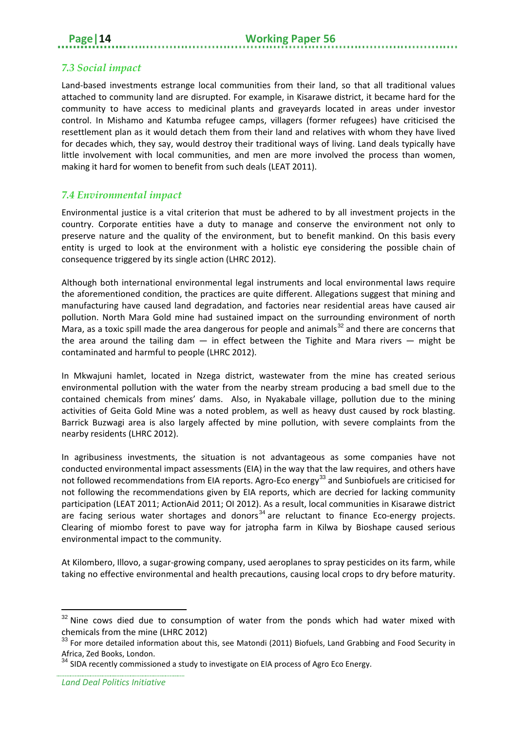## *7.3 Social impact*

Land-based investments estrange local communities from their land, so that all traditional values attached to community land are disrupted. For example, in Kisarawe district, it became hard for the community to have access to medicinal plants and graveyards located in areas under investor control. In Mishamo and Katumba refugee camps, villagers (former refugees) have criticised the resettlement plan as it would detach them from their land and relatives with whom they have lived for decades which, they say, would destroy their traditional ways of living. Land deals typically have little involvement with local communities, and men are more involved the process than women, making it hard for women to benefit from such deals (LEAT 2011).

## *7.4 Environmental impact*

Environmental justice is a vital criterion that must be adhered to by all investment projects in the country. Corporate entities have a duty to manage and conserve the environment not only to preserve nature and the quality of the environment, but to benefit mankind. On this basis every entity is urged to look at the environment with a holistic eye considering the possible chain of consequence triggered by its single action (LHRC 2012).

Although both international environmental legal instruments and local environmental laws require the aforementioned condition, the practices are quite different. Allegations suggest that mining and manufacturing have caused land degradation, and factories near residential areas have caused air pollution. North Mara Gold mine had sustained impact on the surrounding environment of north Mara, as a toxic spill made the area dangerous for people and animals[32] and there are concerns that the area around the tailing dam — in effect between the Tighite and Mara rivers — might be contaminated and harmful to people (LHRC 2012).

In Mkwajuni hamlet, located in Nzega district, wastewater from the mine has created serious environmental pollution with the water from the nearby stream producing a bad smell due to the contained chemicals from mines' dams. Also, in Nyakabale village, pollution due to the mining activities of Geita Gold Mine was a noted problem, as well as heavy dust caused by rock blasting. Barrick Buzwagi area is also largely affected by mine pollution, with severe complaints from the nearby residents (LHRC 2012).

In agribusiness investments, the situation is not advantageous as some companies have not conducted environmental impact assessments (EIA) in the way that the law requires, and others have not followed recommendations from EIA reports. Agro-Eco energy[33] and Sunbiofuels are criticised for not following the recommendations given by EIA reports, which are decried for lacking community participation (LEAT 2011; ActionAid 2011; OI 2012). As a result, local communities in Kisarawe district are facing serious water shortages and donors[34] are reluctant to finance Eco-energy projects. Clearing of miombo forest to pave way for jatropha farm in Kilwa by Bioshape caused serious environmental impact to the community.

At Kilombero, Illovo, a sugar-growing company, used aeroplanes to spray pesticides on its farm, while taking no effective environmental and health precautions, causing local crops to dry before maturity.

---

[32] Nine cows died due to consumption of water from the ponds which had water mixed with chemicals from the mine (LHRC 2012)

[33] For more detailed information about this, see Matondi (2011) Biofuels, Land Grabbing and Food Security in Africa, Zed Books, London.

[34] SIDA recently commissioned a study to investigate on EIA process of Agro Eco Energy.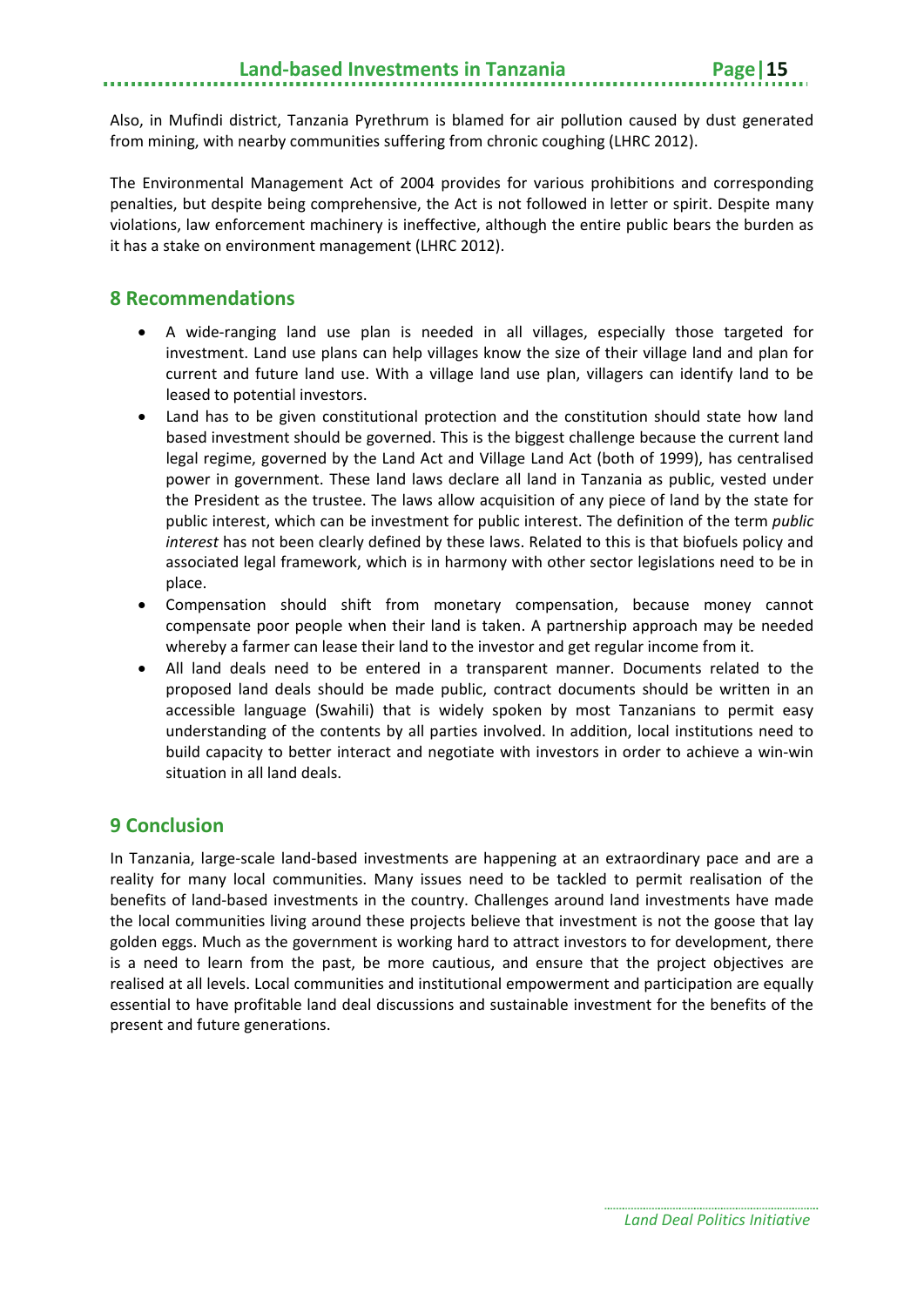Also, in Mufindi district, Tanzania Pyrethrum is blamed for air pollution caused by dust generated from mining, with nearby communities suffering from chronic coughing (LHRC 2012).

The Environmental Management Act of 2004 provides for various prohibitions and corresponding penalties, but despite being comprehensive, the Act is not followed in letter or spirit. Despite many violations, law enforcement machinery is ineffective, although the entire public bears the burden as it has a stake on environment management (LHRC 2012).

## 8 Recommendations

- A wide-ranging land use plan is needed in all villages, especially those targeted for investment. Land use plans can help villages know the size of their village land and plan for current and future land use. With a village land use plan, villagers can identify land to be leased to potential investors.
- Land has to be given constitutional protection and the constitution should state how land based investment should be governed. This is the biggest challenge because the current land legal regime, governed by the Land Act and Village Land Act (both of 1999), has centralised power in government. These land laws declare all land in Tanzania as public, vested under the President as the trustee. The laws allow acquisition of any piece of land by the state for public interest, which can be investment for public interest. The definition of the term *public interest* has not been clearly defined by these laws. Related to this is that biofuels policy and associated legal framework, which is in harmony with other sector legislations need to be in place.
- Compensation should shift from monetary compensation, because money cannot compensate poor people when their land is taken. A partnership approach may be needed whereby a farmer can lease their land to the investor and get regular income from it.
- All land deals need to be entered in a transparent manner. Documents related to the proposed land deals should be made public, contract documents should be written in an accessible language (Swahili) that is widely spoken by most Tanzanians to permit easy understanding of the contents by all parties involved. In addition, local institutions need to build capacity to better interact and negotiate with investors in order to achieve a win-win situation in all land deals.

## 9 Conclusion

In Tanzania, large-scale land-based investments are happening at an extraordinary pace and are a reality for many local communities. Many issues need to be tackled to permit realisation of the benefits of land-based investments in the country. Challenges around land investments have made the local communities living around these projects believe that investment is not the goose that lay golden eggs. Much as the government is working hard to attract investors to for development, there is a need to learn from the past, be more cautious, and ensure that the project objectives are realised at all levels. Local communities and institutional empowerment and participation are equally essential to have profitable land deal discussions and sustainable investment for the benefits of the present and future generations.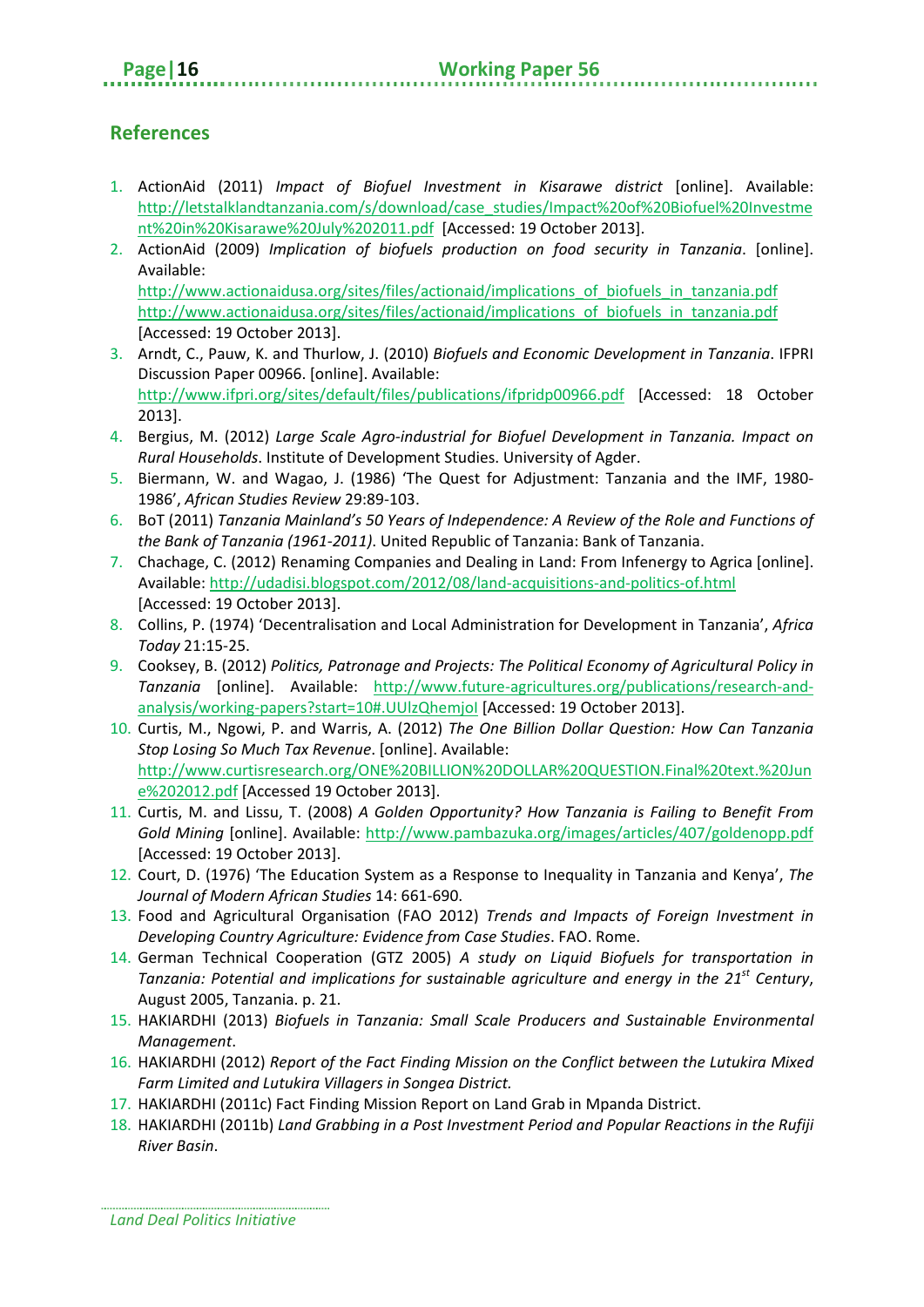## References

1. ActionAid (2011) *Impact of Biofuel Investment in Kisarawe district* [online]. Available: http://letstalklandtanzania.com/s/download/case_studies/Impact%20of%20Biofuel%20Investment%20in%20Kisarawe%20July%202011.pdf [Accessed: 19 October 2013].
2. ActionAid (2009) *Implication of biofuels production on food security in Tanzania*. [online]. Available: http://www.actionaidusa.org/sites/files/actionaid/implications_of_biofuels_in_tanzania.pdf http://www.actionaidusa.org/sites/files/actionaid/implications_of_biofuels_in_tanzania.pdf [Accessed: 19 October 2013].
3. Arndt, C., Pauw, K. and Thurlow, J. (2010) *Biofuels and Economic Development in Tanzania*. IFPRI Discussion Paper 00966. [online]. Available: http://www.ifpri.org/sites/default/files/publications/ifpridp00966.pdf [Accessed: 18 October 2013].
4. Bergius, M. (2012) *Large Scale Agro-industrial for Biofuel Development in Tanzania. Impact on Rural Households*. Institute of Development Studies. University of Agder.
5. Biermann, W. and Wagao, J. (1986) 'The Quest for Adjustment: Tanzania and the IMF, 1980-1986', *African Studies Review* 29:89-103.
6. BoT (2011) *Tanzania Mainland's 50 Years of Independence: A Review of the Role and Functions of the Bank of Tanzania (1961-2011)*. United Republic of Tanzania: Bank of Tanzania.
7. Chachage, C. (2012) Renaming Companies and Dealing in Land: From Infenergy to Agrica [online]. Available: http://udadisi.blogspot.com/2012/08/land-acquisitions-and-politics-of.html [Accessed: 19 October 2013].
8. Collins, P. (1974) 'Decentralisation and Local Administration for Development in Tanzania', *Africa Today* 21:15-25.
9. Cooksey, B. (2012) *Politics, Patronage and Projects: The Political Economy of Agricultural Policy in Tanzania* [online]. Available: http://www.future-agricultures.org/publications/research-and-analysis/working-papers?start=10#.UUlzQhemjoI [Accessed: 19 October 2013].
10. Curtis, M., Ngowi, P. and Warris, A. (2012) *The One Billion Dollar Question: How Can Tanzania Stop Losing So Much Tax Revenue*. [online]. Available: http://www.curtisresearch.org/ONE%20BILLION%20DOLLAR%20QUESTION.Final%20text.%20June%202012.pdf [Accessed 19 October 2013].
11. Curtis, M. and Lissu, T. (2008) *A Golden Opportunity? How Tanzania is Failing to Benefit From Gold Mining* [online]. Available: http://www.pambazuka.org/images/articles/407/goldenopp.pdf [Accessed: 19 October 2013].
12. Court, D. (1976) 'The Education System as a Response to Inequality in Tanzania and Kenya', *The Journal of Modern African Studies* 14: 661-690.
13. Food and Agricultural Organisation (FAO 2012) *Trends and Impacts of Foreign Investment in Developing Country Agriculture: Evidence from Case Studies*. FAO. Rome.
14. German Technical Cooperation (GTZ 2005) *A study on Liquid Biofuels for transportation in Tanzania: Potential and implications for sustainable agriculture and energy in the 21st Century*, August 2005, Tanzania. p. 21.
15. HAKIARDHI (2013) *Biofuels in Tanzania: Small Scale Producers and Sustainable Environmental Management*.
16. HAKIARDHI (2012) *Report of the Fact Finding Mission on the Conflict between the Lutukira Mixed Farm Limited and Lutukira Villagers in Songea District.*
17. HAKIARDHI (2011c) Fact Finding Mission Report on Land Grab in Mpanda District.
18. HAKIARDHI (2011b) *Land Grabbing in a Post Investment Period and Popular Reactions in the Rufiji River Basin*.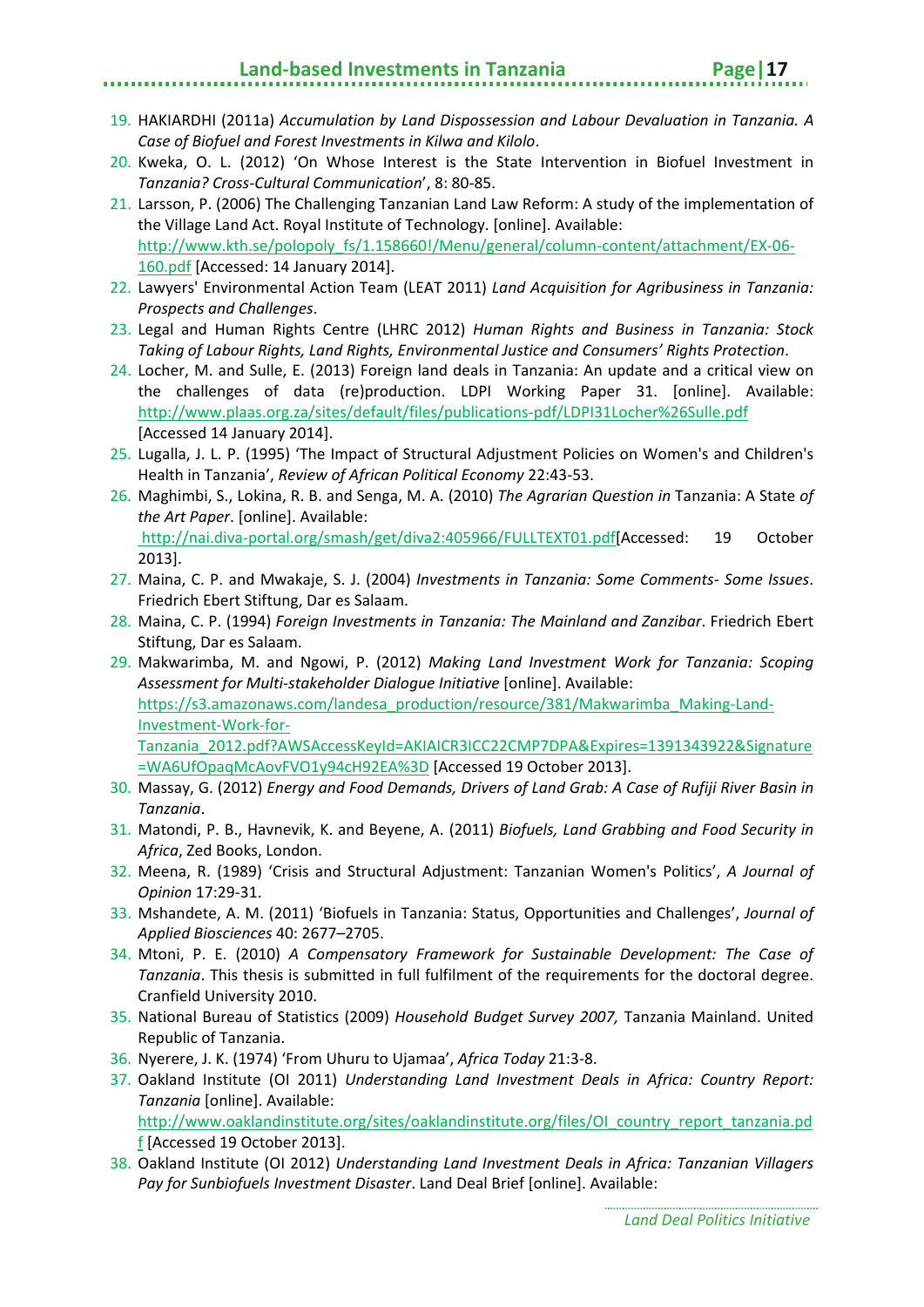19. HAKIARDHI (2011a) *Accumulation by Land Dispossession and Labour Devaluation in Tanzania. A Case of Biofuel and Forest Investments in Kilwa and Kilolo*.
20. Kweka, O. L. (2012) 'On Whose Interest is the State Intervention in Biofuel Investment in *Tanzania? Cross-Cultural Communication*', 8: 80-85.
21. Larsson, P. (2006) The Challenging Tanzanian Land Law Reform: A study of the implementation of the Village Land Act. Royal Institute of Technology. [online]. Available: http://www.kth.se/polopoly_fs/1.158660!/Menu/general/column-content/attachment/EX-06-160.pdf [Accessed: 14 January 2014].
22. Lawyers' Environmental Action Team (LEAT 2011) *Land Acquisition for Agribusiness in Tanzania: Prospects and Challenges*.
23. Legal and Human Rights Centre (LHRC 2012) *Human Rights and Business in Tanzania: Stock Taking of Labour Rights, Land Rights, Environmental Justice and Consumers' Rights Protection*.
24. Locher, M. and Sulle, E. (2013) Foreign land deals in Tanzania: An update and a critical view on the challenges of data (re)production. LDPI Working Paper 31. [online]. Available: http://www.plaas.org.za/sites/default/files/publications-pdf/LDPI31Locher%26Sulle.pdf [Accessed 14 January 2014].
25. Lugalla, J. L. P. (1995) 'The Impact of Structural Adjustment Policies on Women's and Children's Health in Tanzania', *Review of African Political Economy* 22:43-53.
26. Maghimbi, S., Lokina, R. B. and Senga, M. A. (2010) *The Agrarian Question in* Tanzania: A State *of the Art Paper*. [online]. Available: http://nai.diva-portal.org/smash/get/diva2:405966/FULLTEXT01.pdf[Accessed: 19 October 2013].
27. Maina, C. P. and Mwakaje, S. J. (2004) *Investments in Tanzania: Some Comments- Some Issues*. Friedrich Ebert Stiftung, Dar es Salaam.
28. Maina, C. P. (1994) *Foreign Investments in Tanzania: The Mainland and Zanzibar*. Friedrich Ebert Stiftung, Dar es Salaam.
29. Makwarimba, M. and Ngowi, P. (2012) *Making Land Investment Work for Tanzania: Scoping Assessment for Multi-stakeholder Dialogue Initiative* [online]. Available: https://s3.amazonaws.com/landesa_production/resource/381/Makwarimba_Making-Land-Investment-Work-for-Tanzania_2012.pdf?AWSAccessKeyId=AKIAICR3ICC22CMP7DPA&Expires=1391343922&Signature=WA6UfOpaqMcAovFVO1y94cH92EA%3D [Accessed 19 October 2013].
30. Massay, G. (2012) *Energy and Food Demands, Drivers of Land Grab: A Case of Rufiji River Basin in Tanzania*.
31. Matondi, P. B., Havnevik, K. and Beyene, A. (2011) *Biofuels, Land Grabbing and Food Security in Africa*, Zed Books, London.
32. Meena, R. (1989) 'Crisis and Structural Adjustment: Tanzanian Women's Politics', *A Journal of Opinion* 17:29-31.
33. Mshandete, A. M. (2011) 'Biofuels in Tanzania: Status, Opportunities and Challenges', *Journal of Applied Biosciences* 40: 2677–2705.
34. Mtoni, P. E. (2010) *A Compensatory Framework for Sustainable Development: The Case of Tanzania*. This thesis is submitted in full fulfilment of the requirements for the doctoral degree. Cranfield University 2010.
35. National Bureau of Statistics (2009) *Household Budget Survey 2007,* Tanzania Mainland. United Republic of Tanzania.
36. Nyerere, J. K. (1974) 'From Uhuru to Ujamaa', *Africa Today* 21:3-8.
37. Oakland Institute (OI 2011) *Understanding Land Investment Deals in Africa: Country Report: Tanzania* [online]. Available: http://www.oaklandinstitute.org/sites/oaklandinstitute.org/files/OI_country_report_tanzania.pdf [Accessed 19 October 2013].
38. Oakland Institute (OI 2012) *Understanding Land Investment Deals in Africa: Tanzanian Villagers Pay for Sunbiofuels Investment Disaster*. Land Deal Brief [online]. Available: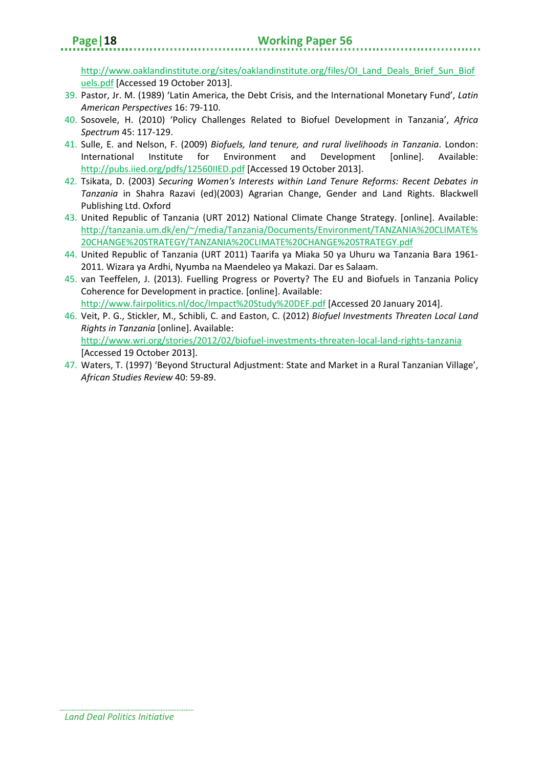http://www.oaklandinstitute.org/sites/oaklandinstitute.org/files/OI_Land_Deals_Brief_Sun_Biofuels.pdf [Accessed 19 October 2013].

39. Pastor, Jr. M. (1989) 'Latin America, the Debt Crisis, and the International Monetary Fund', *Latin American Perspectives* 16: 79-110.
40. Sosovele, H. (2010) 'Policy Challenges Related to Biofuel Development in Tanzania', *Africa Spectrum* 45: 117-129.
41. Sulle, E. and Nelson, F. (2009) *Biofuels, land tenure, and rural livelihoods in Tanzania*. London: International Institute for Environment and Development [online]. Available: http://pubs.iied.org/pdfs/12560IIED.pdf [Accessed 19 October 2013].
42. Tsikata, D. (2003) *Securing Women's Interests within Land Tenure Reforms: Recent Debates in Tanzania* in Shahra Razavi (ed)(2003) Agrarian Change, Gender and Land Rights. Blackwell Publishing Ltd. Oxford
43. United Republic of Tanzania (URT 2012) National Climate Change Strategy. [online]. Available: http://tanzania.um.dk/en/~/media/Tanzania/Documents/Environment/TANZANIA%20CLIMATE%20CHANGE%20STRATEGY/TANZANIA%20CLIMATE%20CHANGE%20STRATEGY.pdf
44. United Republic of Tanzania (URT 2011) Taarifa ya Miaka 50 ya Uhuru wa Tanzania Bara 1961-2011. Wizara ya Ardhi, Nyumba na Maendeleo ya Makazi. Dar es Salaam.
45. van Teeffelen, J. (2013). Fuelling Progress or Poverty? The EU and Biofuels in Tanzania Policy Coherence for Development in practice. [online]. Available: http://www.fairpolitics.nl/doc/Impact%20Study%20DEF.pdf [Accessed 20 January 2014].
46. Veit, P. G., Stickler, M., Schibli, C. and Easton, C. (2012) *Biofuel Investments Threaten Local Land Rights in Tanzania* [online]. Available: http://www.wri.org/stories/2012/02/biofuel-investments-threaten-local-land-rights-tanzania [Accessed 19 October 2013].
47. Waters, T. (1997) 'Beyond Structural Adjustment: State and Market in a Rural Tanzanian Village', *African Studies Review* 40: 59-89.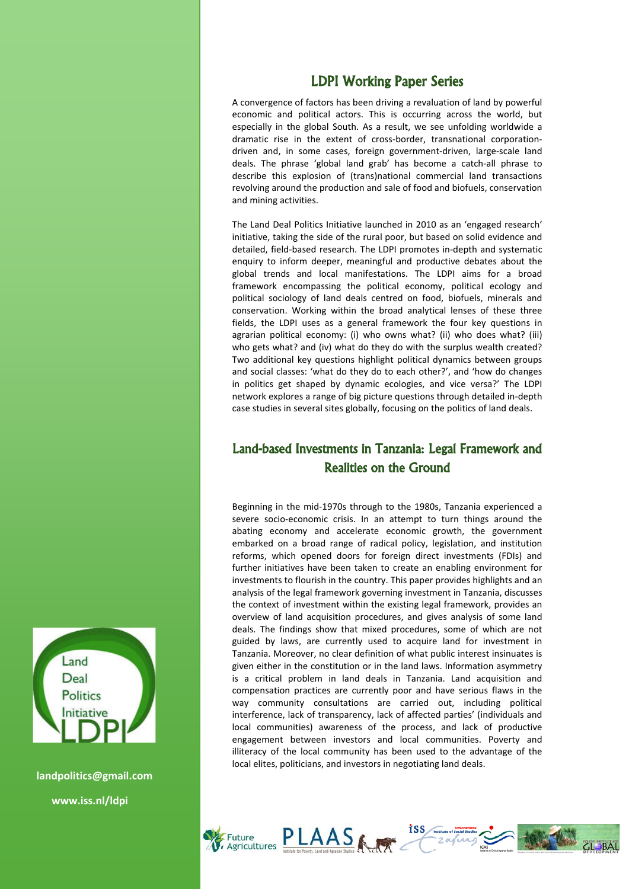## LDPI Working Paper Series

A convergence of factors has been driving a revaluation of land by powerful economic and political actors. This is occurring across the world, but especially in the global South. As a result, we see unfolding worldwide a dramatic rise in the extent of cross-border, transnational corporation-driven and, in some cases, foreign government-driven, large-scale land deals. The phrase 'global land grab' has become a catch-all phrase to describe this explosion of (trans)national commercial land transactions revolving around the production and sale of food and biofuels, conservation and mining activities.

The Land Deal Politics Initiative launched in 2010 as an 'engaged research' initiative, taking the side of the rural poor, but based on solid evidence and detailed, field-based research. The LDPI promotes in-depth and systematic enquiry to inform deeper, meaningful and productive debates about the global trends and local manifestations. The LDPI aims for a broad framework encompassing the political economy, political ecology and political sociology of land deals centred on food, biofuels, minerals and conservation. Working within the broad analytical lenses of these three fields, the LDPI uses as a general framework the four key questions in agrarian political economy: (i) who owns what? (ii) who does what? (iii) who gets what? and (iv) what do they do with the surplus wealth created? Two additional key questions highlight political dynamics between groups and social classes: 'what do they do to each other?', and 'how do changes in politics get shaped by dynamic ecologies, and vice versa?' The LDPI network explores a range of big picture questions through detailed in-depth case studies in several sites globally, focusing on the politics of land deals.

## Land-based Investments in Tanzania: Legal Framework and Realities on the Ground

Beginning in the mid-1970s through to the 1980s, Tanzania experienced a severe socio-economic crisis. In an attempt to turn things around the abating economy and accelerate economic growth, the government embarked on a broad range of radical policy, legislation, and institution reforms, which opened doors for foreign direct investments (FDIs) and further initiatives have been taken to create an enabling environment for investments to flourish in the country. This paper provides highlights and an analysis of the legal framework governing investment in Tanzania, discusses the context of investment within the existing legal framework, provides an overview of land acquisition procedures, and gives analysis of some land deals. The findings show that mixed procedures, some of which are not guided by laws, are currently used to acquire land for investment in Tanzania. Moreover, no clear definition of what public interest insinuates is given either in the constitution or in the land laws. Information asymmetry is a critical problem in land deals in Tanzania. Land acquisition and compensation practices are currently poor and have serious flaws in the way community consultations are carried out, including political interference, lack of transparency, lack of affected parties' (individuals and local communities) awareness of the process, and lack of productive engagement between investors and local communities. Poverty and illiteracy of the local community has been used to the advantage of the local elites, politicians, and investors in negotiating land deals.

Land Deal Politics Initiative LDPI

**landpolitics@gmail.com**

**www.iss.nl/ldpi**